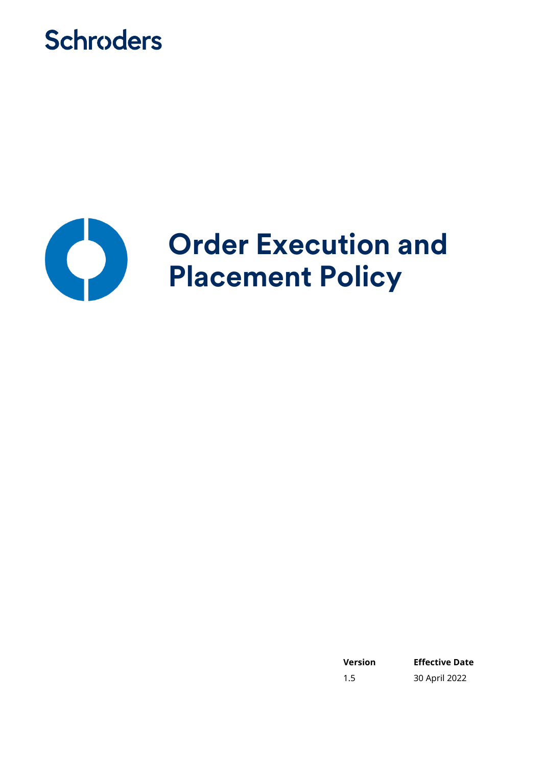Schroders

# Order Execution and Placement Policy

| Version | Effective Date |
| --- | --- |
| 1.5 | 30 April 2022 |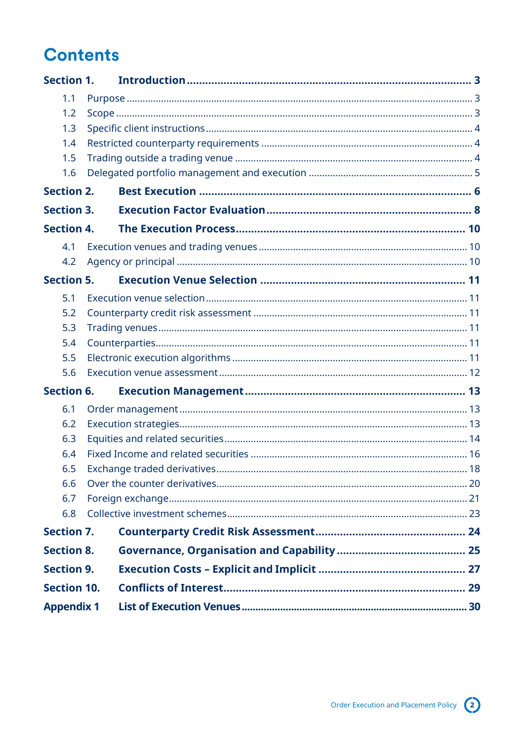# Contents

| | | |
|---|---|---|
| **Section 1.** | **Introduction** | **3** |
| 1.1 | Purpose | 3 |
| 1.2 | Scope | 3 |
| 1.3 | Specific client instructions | 4 |
| 1.4 | Restricted counterparty requirements | 4 |
| 1.5 | Trading outside a trading venue | 4 |
| 1.6 | Delegated portfolio management and execution | 5 |
| **Section 2.** | **Best Execution** | **6** |
| **Section 3.** | **Execution Factor Evaluation** | **8** |
| **Section 4.** | **The Execution Process** | **10** |
| 4.1 | Execution venues and trading venues | 10 |
| 4.2 | Agency or principal | 10 |
| **Section 5.** | **Execution Venue Selection** | **11** |
| 5.1 | Execution venue selection | 11 |
| 5.2 | Counterparty credit risk assessment | 11 |
| 5.3 | Trading venues | 11 |
| 5.4 | Counterparties | 11 |
| 5.5 | Electronic execution algorithms | 11 |
| 5.6 | Execution venue assessment | 12 |
| **Section 6.** | **Execution Management** | **13** |
| 6.1 | Order management | 13 |
| 6.2 | Execution strategies | 13 |
| 6.3 | Equities and related securities | 14 |
| 6.4 | Fixed Income and related securities | 16 |
| 6.5 | Exchange traded derivatives | 18 |
| 6.6 | Over the counter derivatives | 20 |
| 6.7 | Foreign exchange | 21 |
| 6.8 | Collective investment schemes | 23 |
| **Section 7.** | **Counterparty Credit Risk Assessment** | **24** |
| **Section 8.** | **Governance, Organisation and Capability** | **25** |
| **Section 9.** | **Execution Costs – Explicit and Implicit** | **27** |
| **Section 10.** | **Conflicts of Interest** | **29** |
| **Appendix 1** | **List of Execution Venues** | **30** |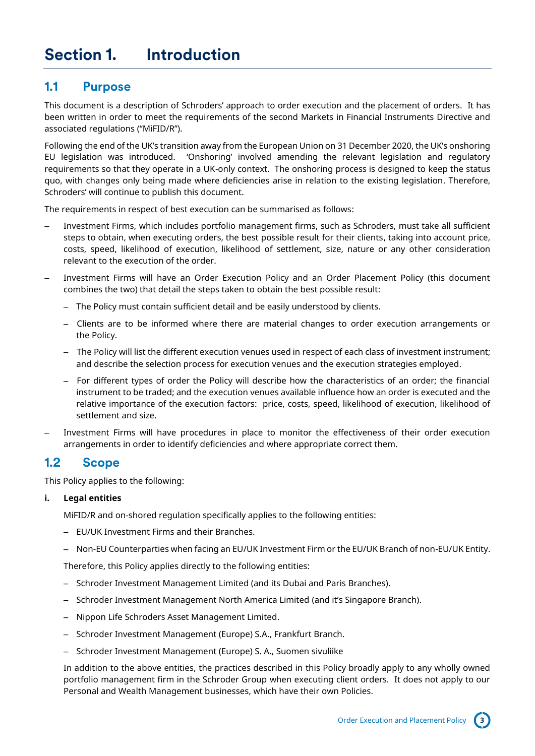# Section 1. Introduction

## 1.1 Purpose

This document is a description of Schroders' approach to order execution and the placement of orders. It has been written in order to meet the requirements of the second Markets in Financial Instruments Directive and associated regulations ("MiFID/R").

Following the end of the UK's transition away from the European Union on 31 December 2020, the UK's onshoring EU legislation was introduced. 'Onshoring' involved amending the relevant legislation and regulatory requirements so that they operate in a UK-only context. The onshoring process is designed to keep the status quo, with changes only being made where deficiencies arise in relation to the existing legislation. Therefore, Schroders' will continue to publish this document.

The requirements in respect of best execution can be summarised as follows:

- Investment Firms, which includes portfolio management firms, such as Schroders, must take all sufficient steps to obtain, when executing orders, the best possible result for their clients, taking into account price, costs, speed, likelihood of execution, likelihood of settlement, size, nature or any other consideration relevant to the execution of the order.
- Investment Firms will have an Order Execution Policy and an Order Placement Policy (this document combines the two) that detail the steps taken to obtain the best possible result:
  - The Policy must contain sufficient detail and be easily understood by clients.
  - Clients are to be informed where there are material changes to order execution arrangements or the Policy.
  - The Policy will list the different execution venues used in respect of each class of investment instrument; and describe the selection process for execution venues and the execution strategies employed.
  - For different types of order the Policy will describe how the characteristics of an order; the financial instrument to be traded; and the execution venues available influence how an order is executed and the relative importance of the execution factors: price, costs, speed, likelihood of execution, likelihood of settlement and size.
- Investment Firms will have procedures in place to monitor the effectiveness of their order execution arrangements in order to identify deficiencies and where appropriate correct them.

## 1.2 Scope

This Policy applies to the following:

**i. Legal entities**

MiFID/R and on-shored regulation specifically applies to the following entities:

- EU/UK Investment Firms and their Branches.
- Non-EU Counterparties when facing an EU/UK Investment Firm or the EU/UK Branch of non-EU/UK Entity.

Therefore, this Policy applies directly to the following entities:

- Schroder Investment Management Limited (and its Dubai and Paris Branches).
- Schroder Investment Management North America Limited (and it's Singapore Branch).
- Nippon Life Schroders Asset Management Limited.
- Schroder Investment Management (Europe) S.A., Frankfurt Branch.
- Schroder Investment Management (Europe) S. A., Suomen sivuliike

In addition to the above entities, the practices described in this Policy broadly apply to any wholly owned portfolio management firm in the Schroder Group when executing client orders. It does not apply to our Personal and Wealth Management businesses, which have their own Policies.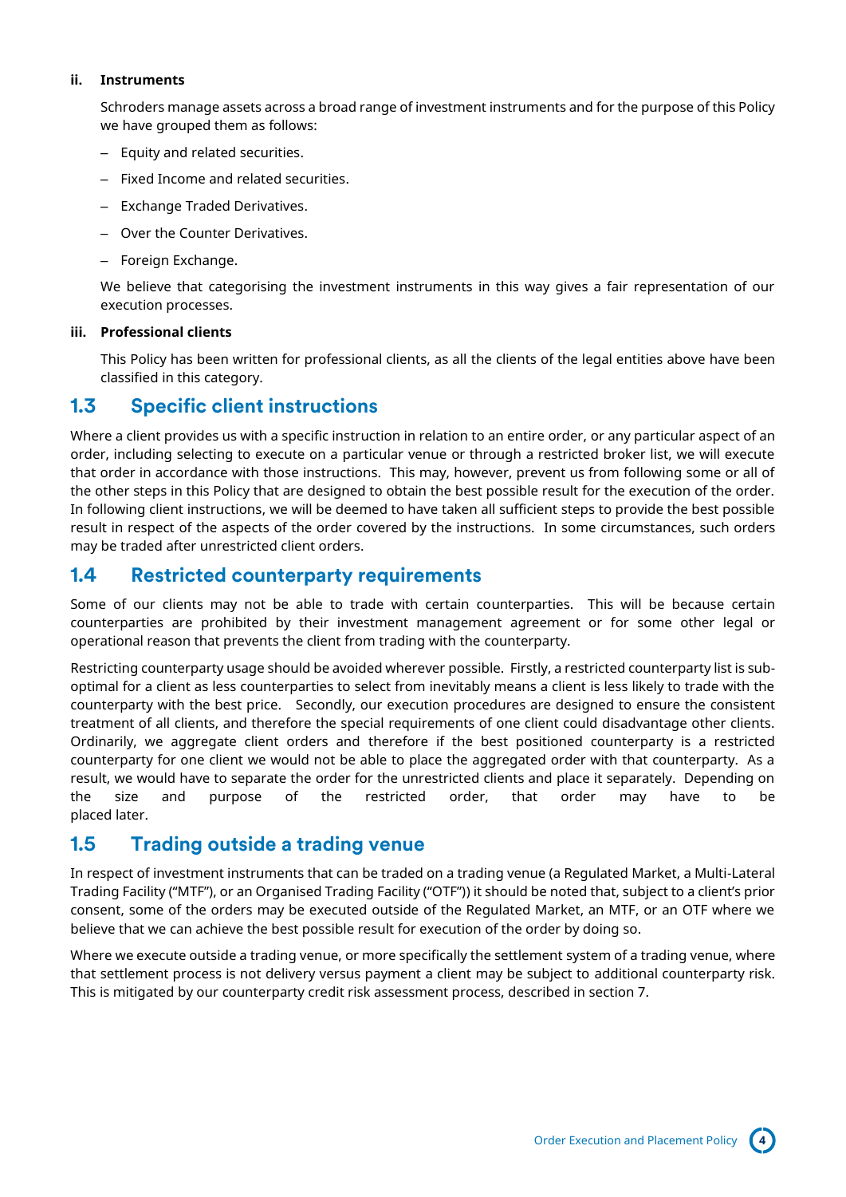### ii. Instruments

Schroders manage assets across a broad range of investment instruments and for the purpose of this Policy we have grouped them as follows:

- Equity and related securities.
- Fixed Income and related securities.
- Exchange Traded Derivatives.
- Over the Counter Derivatives.
- Foreign Exchange.

We believe that categorising the investment instruments in this way gives a fair representation of our execution processes.

### iii. Professional clients

This Policy has been written for professional clients, as all the clients of the legal entities above have been classified in this category.

## 1.3 Specific client instructions

Where a client provides us with a specific instruction in relation to an entire order, or any particular aspect of an order, including selecting to execute on a particular venue or through a restricted broker list, we will execute that order in accordance with those instructions. This may, however, prevent us from following some or all of the other steps in this Policy that are designed to obtain the best possible result for the execution of the order. In following client instructions, we will be deemed to have taken all sufficient steps to provide the best possible result in respect of the aspects of the order covered by the instructions. In some circumstances, such orders may be traded after unrestricted client orders.

## 1.4 Restricted counterparty requirements

Some of our clients may not be able to trade with certain counterparties. This will be because certain counterparties are prohibited by their investment management agreement or for some other legal or operational reason that prevents the client from trading with the counterparty.

Restricting counterparty usage should be avoided wherever possible. Firstly, a restricted counterparty list is sub-optimal for a client as less counterparties to select from inevitably means a client is less likely to trade with the counterparty with the best price. Secondly, our execution procedures are designed to ensure the consistent treatment of all clients, and therefore the special requirements of one client could disadvantage other clients. Ordinarily, we aggregate client orders and therefore if the best positioned counterparty is a restricted counterparty for one client we would not be able to place the aggregated order with that counterparty. As a result, we would have to separate the order for the unrestricted clients and place it separately. Depending on the size and purpose of the restricted order, that order may have to be placed later.

## 1.5 Trading outside a trading venue

In respect of investment instruments that can be traded on a trading venue (a Regulated Market, a Multi-Lateral Trading Facility ("MTF"), or an Organised Trading Facility ("OTF")) it should be noted that, subject to a client's prior consent, some of the orders may be executed outside of the Regulated Market, an MTF, or an OTF where we believe that we can achieve the best possible result for execution of the order by doing so.

Where we execute outside a trading venue, or more specifically the settlement system of a trading venue, where that settlement process is not delivery versus payment a client may be subject to additional counterparty risk. This is mitigated by our counterparty credit risk assessment process, described in section 7.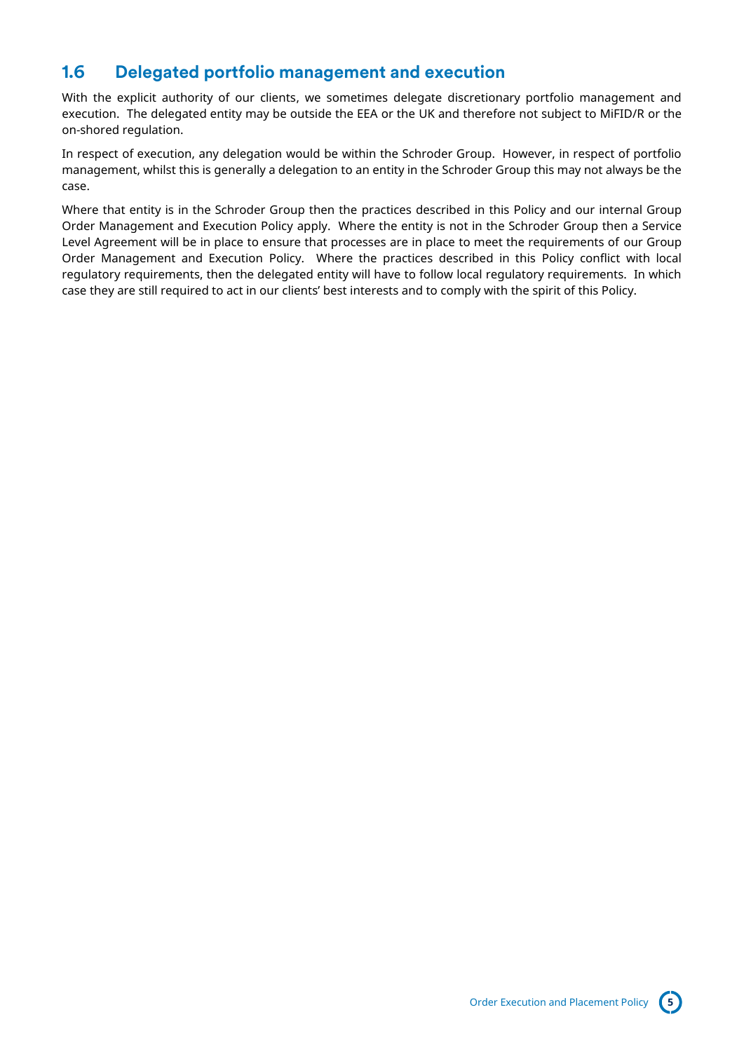## 1.6 Delegated portfolio management and execution

With the explicit authority of our clients, we sometimes delegate discretionary portfolio management and execution. The delegated entity may be outside the EEA or the UK and therefore not subject to MiFID/R or the on-shored regulation.

In respect of execution, any delegation would be within the Schroder Group. However, in respect of portfolio management, whilst this is generally a delegation to an entity in the Schroder Group this may not always be the case.

Where that entity is in the Schroder Group then the practices described in this Policy and our internal Group Order Management and Execution Policy apply. Where the entity is not in the Schroder Group then a Service Level Agreement will be in place to ensure that processes are in place to meet the requirements of our Group Order Management and Execution Policy. Where the practices described in this Policy conflict with local regulatory requirements, then the delegated entity will have to follow local regulatory requirements. In which case they are still required to act in our clients' best interests and to comply with the spirit of this Policy.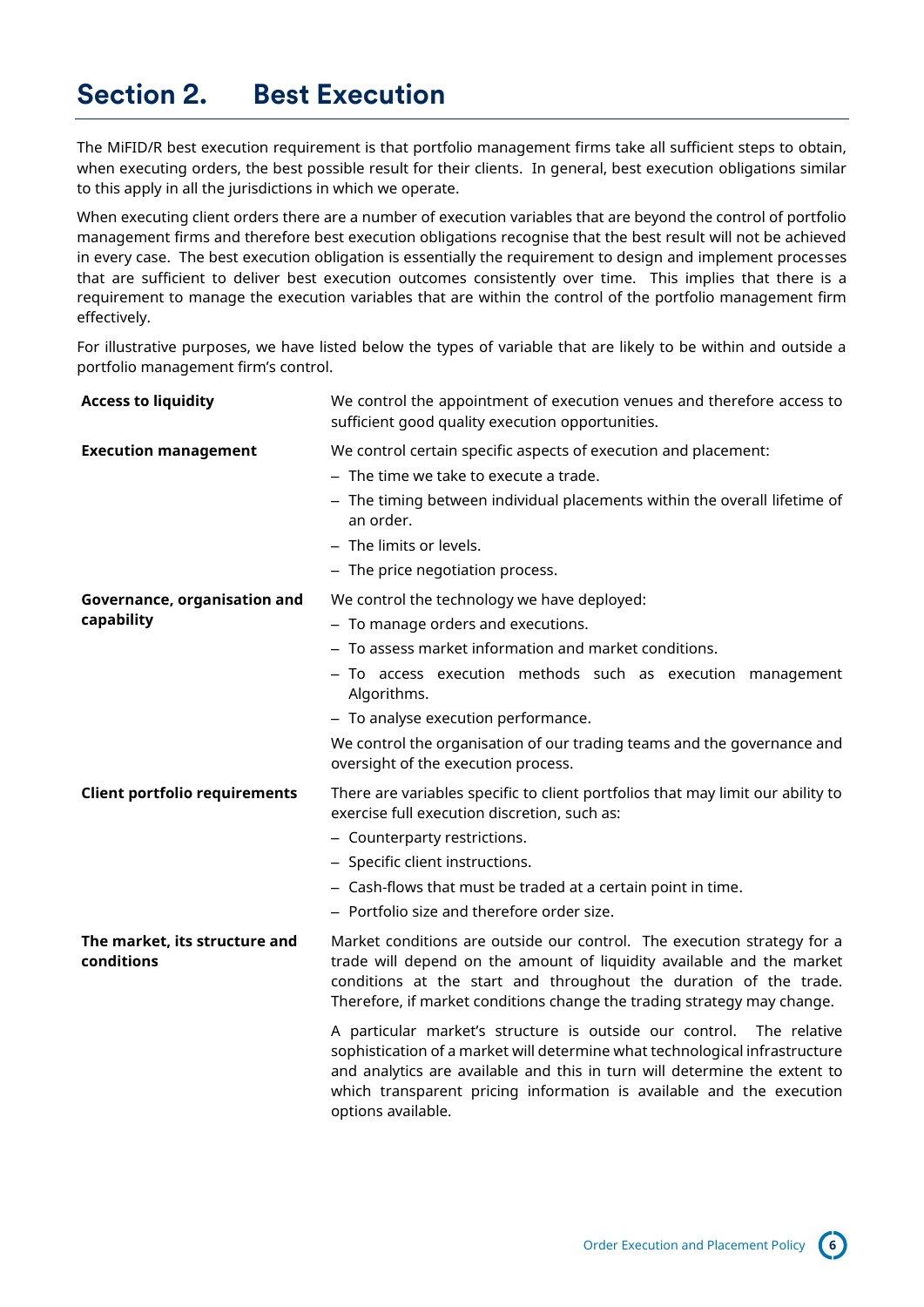# Section 2. Best Execution

The MiFID/R best execution requirement is that portfolio management firms take all sufficient steps to obtain, when executing orders, the best possible result for their clients. In general, best execution obligations similar to this apply in all the jurisdictions in which we operate.

When executing client orders there are a number of execution variables that are beyond the control of portfolio management firms and therefore best execution obligations recognise that the best result will not be achieved in every case. The best execution obligation is essentially the requirement to design and implement processes that are sufficient to deliver best execution outcomes consistently over time. This implies that there is a requirement to manage the execution variables that are within the control of the portfolio management firm effectively.

For illustrative purposes, we have listed below the types of variable that are likely to be within and outside a portfolio management firm's control.

| | |
|---|---|
| **Access to liquidity** | We control the appointment of execution venues and therefore access to sufficient good quality execution opportunities. |
| **Execution management** | We control certain specific aspects of execution and placement:<br>– The time we take to execute a trade.<br>– The timing between individual placements within the overall lifetime of an order.<br>– The limits or levels.<br>– The price negotiation process. |
| **Governance, organisation and capability** | We control the technology we have deployed:<br>– To manage orders and executions.<br>– To assess market information and market conditions.<br>– To access execution methods such as execution management Algorithms.<br>– To analyse execution performance.<br>We control the organisation of our trading teams and the governance and oversight of the execution process. |
| **Client portfolio requirements** | There are variables specific to client portfolios that may limit our ability to exercise full execution discretion, such as:<br>– Counterparty restrictions.<br>– Specific client instructions.<br>– Cash-flows that must be traded at a certain point in time.<br>– Portfolio size and therefore order size. |
| **The market, its structure and conditions** | Market conditions are outside our control. The execution strategy for a trade will depend on the amount of liquidity available and the market conditions at the start and throughout the duration of the trade. Therefore, if market conditions change the trading strategy may change.<br><br>A particular market's structure is outside our control. The relative sophistication of a market will determine what technological infrastructure and analytics are available and this in turn will determine the extent to which transparent pricing information is available and the execution options available. |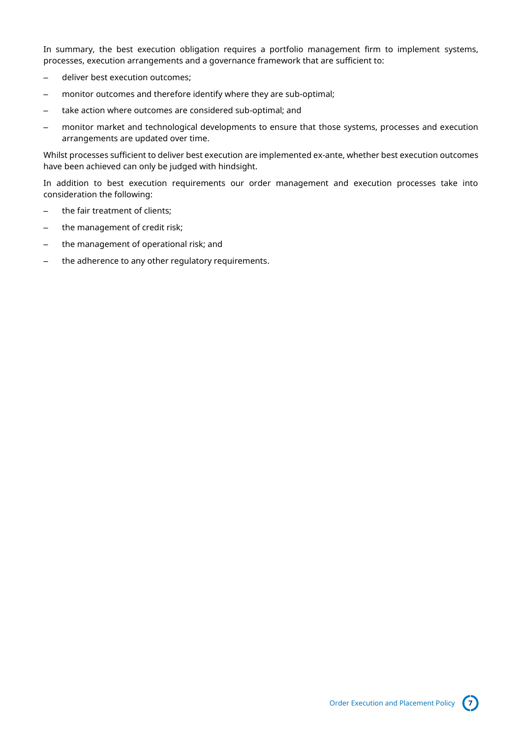In summary, the best execution obligation requires a portfolio management firm to implement systems, processes, execution arrangements and a governance framework that are sufficient to:

- deliver best execution outcomes;
- monitor outcomes and therefore identify where they are sub-optimal;
- take action where outcomes are considered sub-optimal; and
- monitor market and technological developments to ensure that those systems, processes and execution arrangements are updated over time.

Whilst processes sufficient to deliver best execution are implemented ex-ante, whether best execution outcomes have been achieved can only be judged with hindsight.

In addition to best execution requirements our order management and execution processes take into consideration the following:

- the fair treatment of clients;
- the management of credit risk;
- the management of operational risk; and
- the adherence to any other regulatory requirements.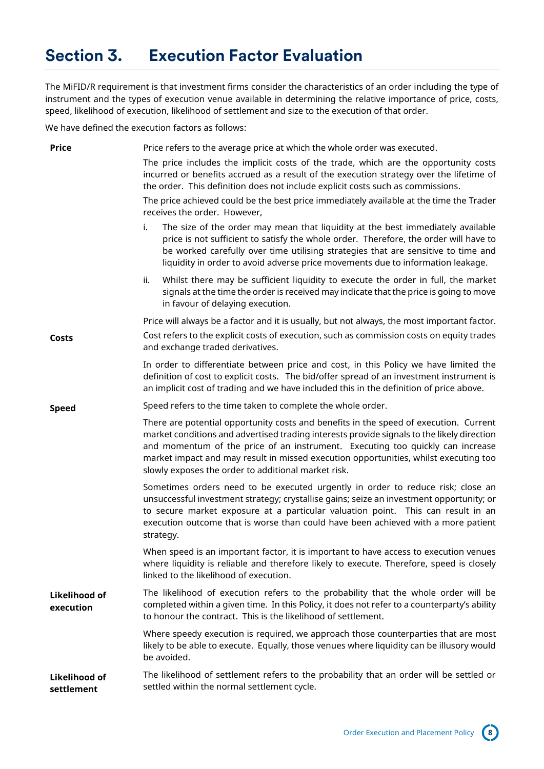# Section 3. Execution Factor Evaluation

The MiFID/R requirement is that investment firms consider the characteristics of an order including the type of instrument and the types of execution venue available in determining the relative importance of price, costs, speed, likelihood of execution, likelihood of settlement and size to the execution of that order.

We have defined the execution factors as follows:

**Price**

Price refers to the average price at which the whole order was executed.

The price includes the implicit costs of the trade, which are the opportunity costs incurred or benefits accrued as a result of the execution strategy over the lifetime of the order. This definition does not include explicit costs such as commissions.

The price achieved could be the best price immediately available at the time the Trader receives the order. However,

i. The size of the order may mean that liquidity at the best immediately available price is not sufficient to satisfy the whole order. Therefore, the order will have to be worked carefully over time utilising strategies that are sensitive to time and liquidity in order to avoid adverse price movements due to information leakage.

ii. Whilst there may be sufficient liquidity to execute the order in full, the market signals at the time the order is received may indicate that the price is going to move in favour of delaying execution.

Price will always be a factor and it is usually, but not always, the most important factor.

**Costs**

Cost refers to the explicit costs of execution, such as commission costs on equity trades and exchange traded derivatives.

In order to differentiate between price and cost, in this Policy we have limited the definition of cost to explicit costs. The bid/offer spread of an investment instrument is an implicit cost of trading and we have included this in the definition of price above.

**Speed**

Speed refers to the time taken to complete the whole order.

There are potential opportunity costs and benefits in the speed of execution. Current market conditions and advertised trading interests provide signals to the likely direction and momentum of the price of an instrument. Executing too quickly can increase market impact and may result in missed execution opportunities, whilst executing too slowly exposes the order to additional market risk.

Sometimes orders need to be executed urgently in order to reduce risk; close an unsuccessful investment strategy; crystallise gains; seize an investment opportunity; or to secure market exposure at a particular valuation point. This can result in an execution outcome that is worse than could have been achieved with a more patient strategy.

When speed is an important factor, it is important to have access to execution venues where liquidity is reliable and therefore likely to execute. Therefore, speed is closely linked to the likelihood of execution.

**Likelihood of execution**

The likelihood of execution refers to the probability that the whole order will be completed within a given time. In this Policy, it does not refer to a counterparty's ability to honour the contract. This is the likelihood of settlement.

Where speedy execution is required, we approach those counterparties that are most likely to be able to execute. Equally, those venues where liquidity can be illusory would be avoided.

**Likelihood of settlement**

The likelihood of settlement refers to the probability that an order will be settled or settled within the normal settlement cycle.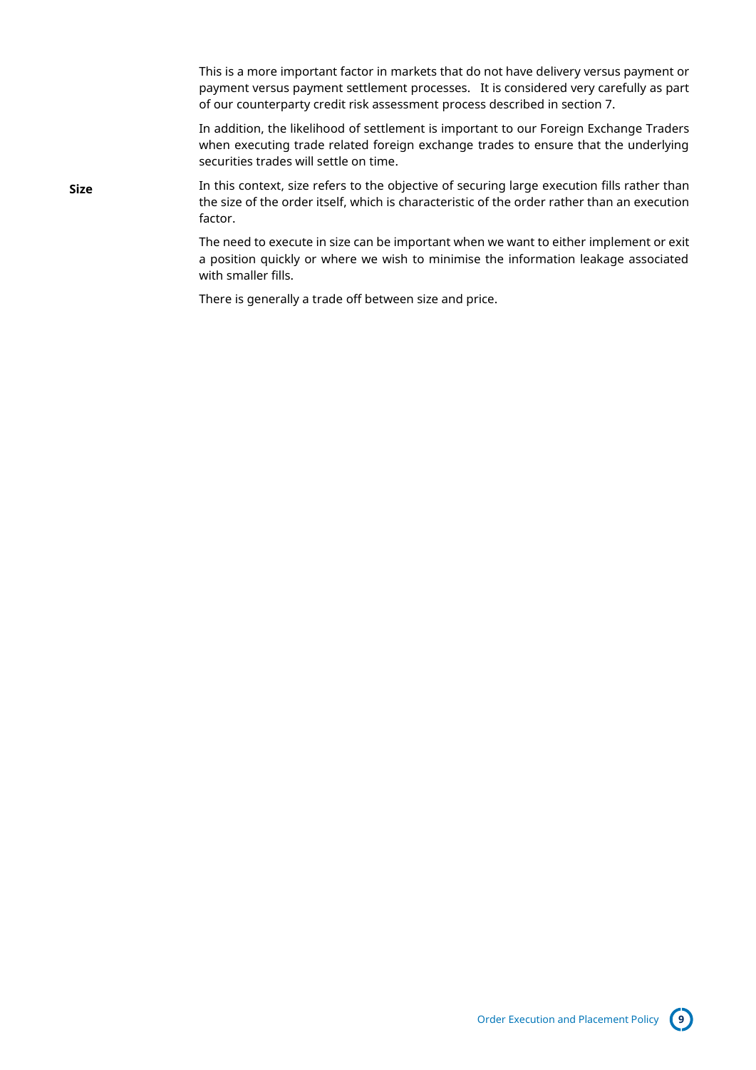This is a more important factor in markets that do not have delivery versus payment or payment versus payment settlement processes. It is considered very carefully as part of our counterparty credit risk assessment process described in section 7.

In addition, the likelihood of settlement is important to our Foreign Exchange Traders when executing trade related foreign exchange trades to ensure that the underlying securities trades will settle on time.

**Size**

In this context, size refers to the objective of securing large execution fills rather than the size of the order itself, which is characteristic of the order rather than an execution factor.

The need to execute in size can be important when we want to either implement or exit a position quickly or where we wish to minimise the information leakage associated with smaller fills.

There is generally a trade off between size and price.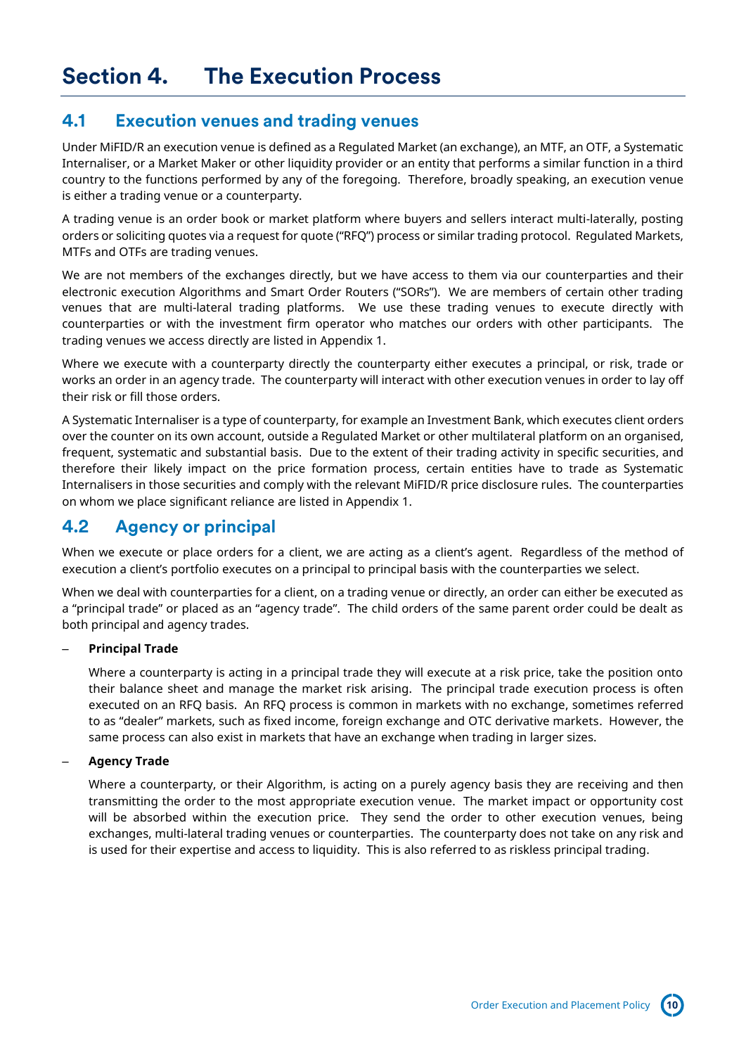# Section 4. The Execution Process

## 4.1 Execution venues and trading venues

Under MiFID/R an execution venue is defined as a Regulated Market (an exchange), an MTF, an OTF, a Systematic Internaliser, or a Market Maker or other liquidity provider or an entity that performs a similar function in a third country to the functions performed by any of the foregoing. Therefore, broadly speaking, an execution venue is either a trading venue or a counterparty.

A trading venue is an order book or market platform where buyers and sellers interact multi-laterally, posting orders or soliciting quotes via a request for quote ("RFQ") process or similar trading protocol. Regulated Markets, MTFs and OTFs are trading venues.

We are not members of the exchanges directly, but we have access to them via our counterparties and their electronic execution Algorithms and Smart Order Routers ("SORs"). We are members of certain other trading venues that are multi-lateral trading platforms. We use these trading venues to execute directly with counterparties or with the investment firm operator who matches our orders with other participants. The trading venues we access directly are listed in Appendix 1.

Where we execute with a counterparty directly the counterparty either executes a principal, or risk, trade or works an order in an agency trade. The counterparty will interact with other execution venues in order to lay off their risk or fill those orders.

A Systematic Internaliser is a type of counterparty, for example an Investment Bank, which executes client orders over the counter on its own account, outside a Regulated Market or other multilateral platform on an organised, frequent, systematic and substantial basis. Due to the extent of their trading activity in specific securities, and therefore their likely impact on the price formation process, certain entities have to trade as Systematic Internalisers in those securities and comply with the relevant MiFID/R price disclosure rules. The counterparties on whom we place significant reliance are listed in Appendix 1.

## 4.2 Agency or principal

When we execute or place orders for a client, we are acting as a client's agent. Regardless of the method of execution a client's portfolio executes on a principal to principal basis with the counterparties we select.

When we deal with counterparties for a client, on a trading venue or directly, an order can either be executed as a "principal trade" or placed as an "agency trade". The child orders of the same parent order could be dealt as both principal and agency trades.

– **Principal Trade**

  Where a counterparty is acting in a principal trade they will execute at a risk price, take the position onto their balance sheet and manage the market risk arising. The principal trade execution process is often executed on an RFQ basis. An RFQ process is common in markets with no exchange, sometimes referred to as "dealer" markets, such as fixed income, foreign exchange and OTC derivative markets. However, the same process can also exist in markets that have an exchange when trading in larger sizes.

– **Agency Trade**

  Where a counterparty, or their Algorithm, is acting on a purely agency basis they are receiving and then transmitting the order to the most appropriate execution venue. The market impact or opportunity cost will be absorbed within the execution price. They send the order to other execution venues, being exchanges, multi-lateral trading venues or counterparties. The counterparty does not take on any risk and is used for their expertise and access to liquidity. This is also referred to as riskless principal trading.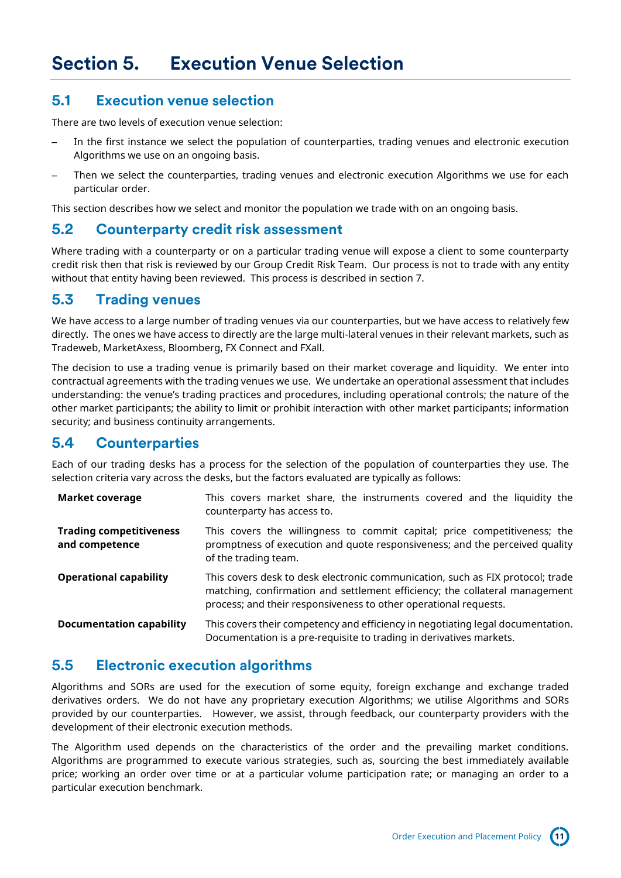# Section 5. Execution Venue Selection

## 5.1 Execution venue selection

There are two levels of execution venue selection:

- In the first instance we select the population of counterparties, trading venues and electronic execution Algorithms we use on an ongoing basis.
- Then we select the counterparties, trading venues and electronic execution Algorithms we use for each particular order.

This section describes how we select and monitor the population we trade with on an ongoing basis.

## 5.2 Counterparty credit risk assessment

Where trading with a counterparty or on a particular trading venue will expose a client to some counterparty credit risk then that risk is reviewed by our Group Credit Risk Team. Our process is not to trade with any entity without that entity having been reviewed. This process is described in section 7.

## 5.3 Trading venues

We have access to a large number of trading venues via our counterparties, but we have access to relatively few directly. The ones we have access to directly are the large multi-lateral venues in their relevant markets, such as Tradeweb, MarketAxess, Bloomberg, FX Connect and FXall.

The decision to use a trading venue is primarily based on their market coverage and liquidity. We enter into contractual agreements with the trading venues we use. We undertake an operational assessment that includes understanding: the venue's trading practices and procedures, including operational controls; the nature of the other market participants; the ability to limit or prohibit interaction with other market participants; information security; and business continuity arrangements.

## 5.4 Counterparties

Each of our trading desks has a process for the selection of the population of counterparties they use. The selection criteria vary across the desks, but the factors evaluated are typically as follows:

| | |
|---|---|
| **Market coverage** | This covers market share, the instruments covered and the liquidity the counterparty has access to. |
| **Trading competitiveness and competence** | This covers the willingness to commit capital; price competitiveness; the promptness of execution and quote responsiveness; and the perceived quality of the trading team. |
| **Operational capability** | This covers desk to desk electronic communication, such as FIX protocol; trade matching, confirmation and settlement efficiency; the collateral management process; and their responsiveness to other operational requests. |
| **Documentation capability** | This covers their competency and efficiency in negotiating legal documentation. Documentation is a pre-requisite to trading in derivatives markets. |

## 5.5 Electronic execution algorithms

Algorithms and SORs are used for the execution of some equity, foreign exchange and exchange traded derivatives orders. We do not have any proprietary execution Algorithms; we utilise Algorithms and SORs provided by our counterparties. However, we assist, through feedback, our counterparty providers with the development of their electronic execution methods.

The Algorithm used depends on the characteristics of the order and the prevailing market conditions. Algorithms are programmed to execute various strategies, such as, sourcing the best immediately available price; working an order over time or at a particular volume participation rate; or managing an order to a particular execution benchmark.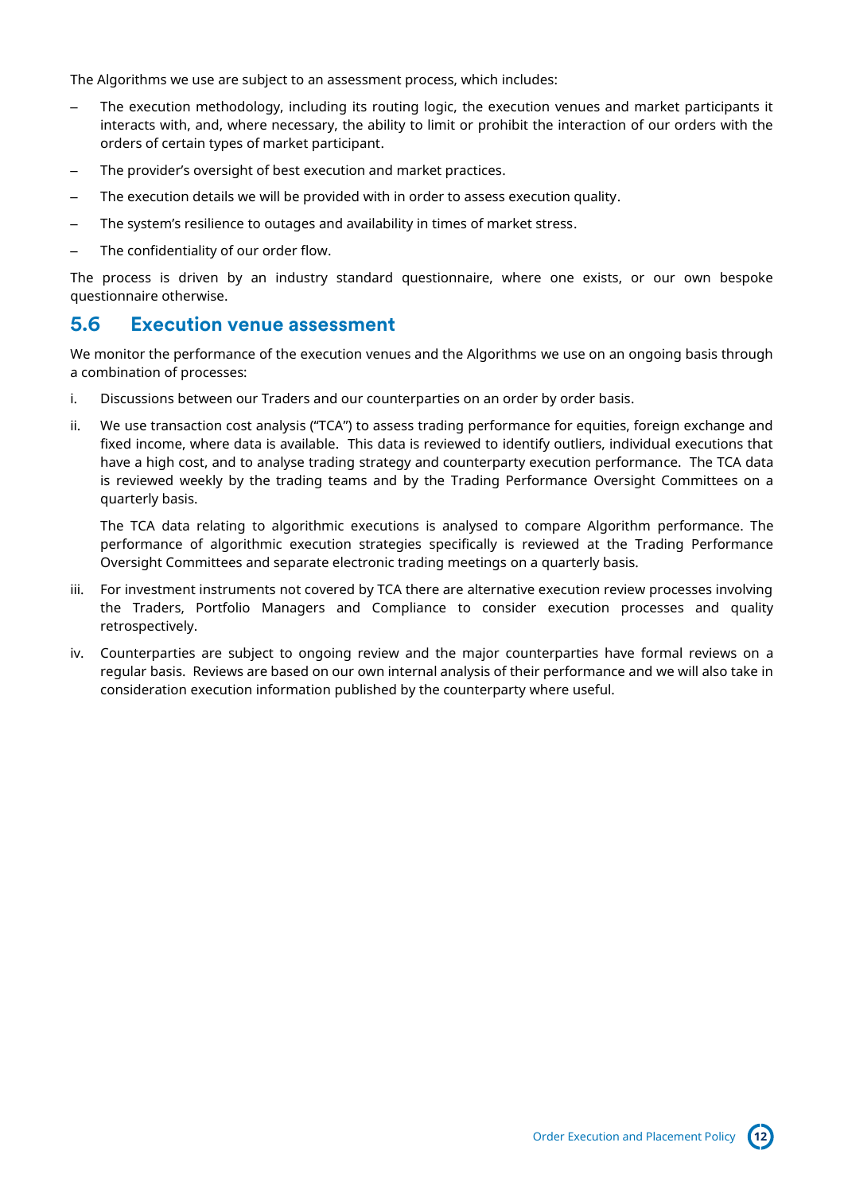The Algorithms we use are subject to an assessment process, which includes:

- The execution methodology, including its routing logic, the execution venues and market participants it interacts with, and, where necessary, the ability to limit or prohibit the interaction of our orders with the orders of certain types of market participant.
- The provider's oversight of best execution and market practices.
- The execution details we will be provided with in order to assess execution quality.
- The system's resilience to outages and availability in times of market stress.
- The confidentiality of our order flow.

The process is driven by an industry standard questionnaire, where one exists, or our own bespoke questionnaire otherwise.

## 5.6 Execution venue assessment

We monitor the performance of the execution venues and the Algorithms we use on an ongoing basis through a combination of processes:

i. Discussions between our Traders and our counterparties on an order by order basis.

ii. We use transaction cost analysis ("TCA") to assess trading performance for equities, foreign exchange and fixed income, where data is available. This data is reviewed to identify outliers, individual executions that have a high cost, and to analyse trading strategy and counterparty execution performance. The TCA data is reviewed weekly by the trading teams and by the Trading Performance Oversight Committees on a quarterly basis.

   The TCA data relating to algorithmic executions is analysed to compare Algorithm performance. The performance of algorithmic execution strategies specifically is reviewed at the Trading Performance Oversight Committees and separate electronic trading meetings on a quarterly basis.

iii. For investment instruments not covered by TCA there are alternative execution review processes involving the Traders, Portfolio Managers and Compliance to consider execution processes and quality retrospectively.

iv. Counterparties are subject to ongoing review and the major counterparties have formal reviews on a regular basis. Reviews are based on our own internal analysis of their performance and we will also take in consideration execution information published by the counterparty where useful.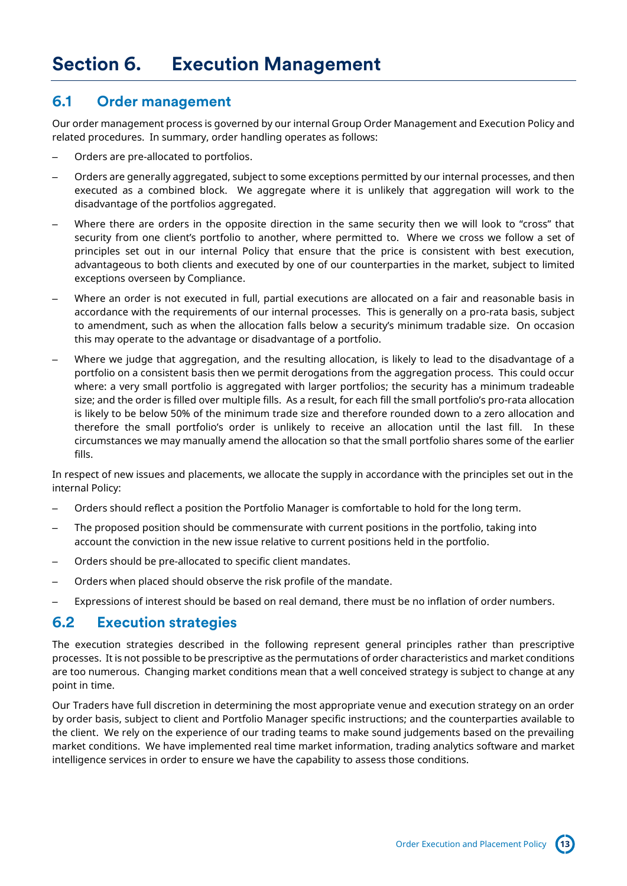# Section 6. Execution Management

## 6.1 Order management

Our order management process is governed by our internal Group Order Management and Execution Policy and related procedures. In summary, order handling operates as follows:

- Orders are pre-allocated to portfolios.
- Orders are generally aggregated, subject to some exceptions permitted by our internal processes, and then executed as a combined block. We aggregate where it is unlikely that aggregation will work to the disadvantage of the portfolios aggregated.
- Where there are orders in the opposite direction in the same security then we will look to "cross" that security from one client's portfolio to another, where permitted to. Where we cross we follow a set of principles set out in our internal Policy that ensure that the price is consistent with best execution, advantageous to both clients and executed by one of our counterparties in the market, subject to limited exceptions overseen by Compliance.
- Where an order is not executed in full, partial executions are allocated on a fair and reasonable basis in accordance with the requirements of our internal processes. This is generally on a pro-rata basis, subject to amendment, such as when the allocation falls below a security's minimum tradable size. On occasion this may operate to the advantage or disadvantage of a portfolio.
- Where we judge that aggregation, and the resulting allocation, is likely to lead to the disadvantage of a portfolio on a consistent basis then we permit derogations from the aggregation process. This could occur where: a very small portfolio is aggregated with larger portfolios; the security has a minimum tradeable size; and the order is filled over multiple fills. As a result, for each fill the small portfolio's pro-rata allocation is likely to be below 50% of the minimum trade size and therefore rounded down to a zero allocation and therefore the small portfolio's order is unlikely to receive an allocation until the last fill. In these circumstances we may manually amend the allocation so that the small portfolio shares some of the earlier fills.

In respect of new issues and placements, we allocate the supply in accordance with the principles set out in the internal Policy:

- Orders should reflect a position the Portfolio Manager is comfortable to hold for the long term.
- The proposed position should be commensurate with current positions in the portfolio, taking into account the conviction in the new issue relative to current positions held in the portfolio.
- Orders should be pre-allocated to specific client mandates.
- Orders when placed should observe the risk profile of the mandate.
- Expressions of interest should be based on real demand, there must be no inflation of order numbers.

## 6.2 Execution strategies

The execution strategies described in the following represent general principles rather than prescriptive processes. It is not possible to be prescriptive as the permutations of order characteristics and market conditions are too numerous. Changing market conditions mean that a well conceived strategy is subject to change at any point in time.

Our Traders have full discretion in determining the most appropriate venue and execution strategy on an order by order basis, subject to client and Portfolio Manager specific instructions; and the counterparties available to the client. We rely on the experience of our trading teams to make sound judgements based on the prevailing market conditions. We have implemented real time market information, trading analytics software and market intelligence services in order to ensure we have the capability to assess those conditions.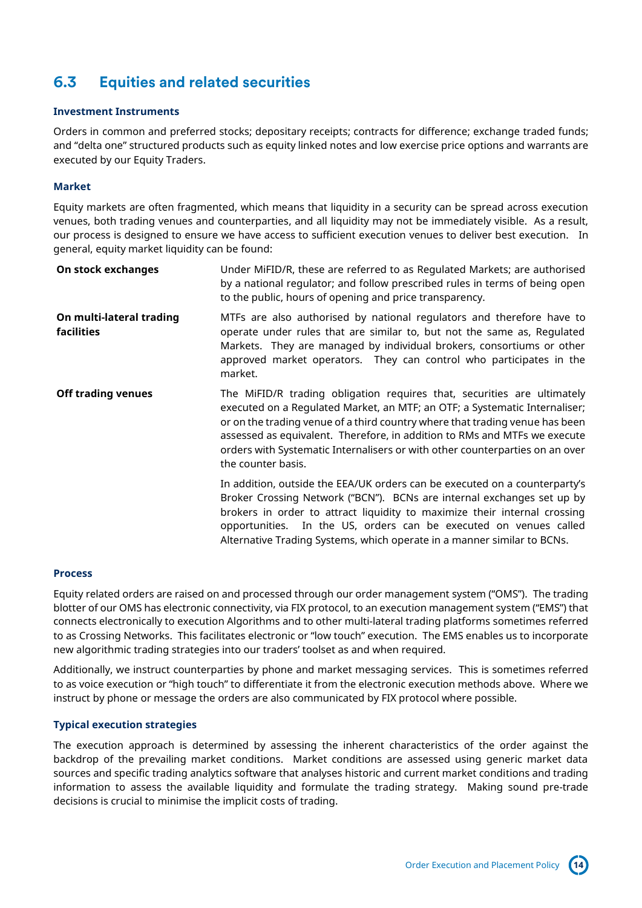## 6.3 Equities and related securities

#### Investment Instruments

Orders in common and preferred stocks; depositary receipts; contracts for difference; exchange traded funds; and "delta one" structured products such as equity linked notes and low exercise price options and warrants are executed by our Equity Traders.

#### Market

Equity markets are often fragmented, which means that liquidity in a security can be spread across execution venues, both trading venues and counterparties, and all liquidity may not be immediately visible. As a result, our process is designed to ensure we have access to sufficient execution venues to deliver best execution. In general, equity market liquidity can be found:

| | |
|---|---|
| **On stock exchanges** | Under MiFID/R, these are referred to as Regulated Markets; are authorised by a national regulator; and follow prescribed rules in terms of being open to the public, hours of opening and price transparency. |
| **On multi-lateral trading facilities** | MTFs are also authorised by national regulators and therefore have to operate under rules that are similar to, but not the same as, Regulated Markets. They are managed by individual brokers, consortiums or other approved market operators. They can control who participates in the market. |
| **Off trading venues** | The MiFID/R trading obligation requires that, securities are ultimately executed on a Regulated Market, an MTF; an OTF; a Systematic Internaliser; or on the trading venue of a third country where that trading venue has been assessed as equivalent. Therefore, in addition to RMs and MTFs we execute orders with Systematic Internalisers or with other counterparties on an over the counter basis.<br><br>In addition, outside the EEA/UK orders can be executed on a counterparty's Broker Crossing Network ("BCN"). BCNs are internal exchanges set up by brokers in order to attract liquidity to maximize their internal crossing opportunities. In the US, orders can be executed on venues called Alternative Trading Systems, which operate in a manner similar to BCNs. |

#### Process

Equity related orders are raised on and processed through our order management system ("OMS"). The trading blotter of our OMS has electronic connectivity, via FIX protocol, to an execution management system ("EMS") that connects electronically to execution Algorithms and to other multi-lateral trading platforms sometimes referred to as Crossing Networks. This facilitates electronic or "low touch" execution. The EMS enables us to incorporate new algorithmic trading strategies into our traders' toolset as and when required.

Additionally, we instruct counterparties by phone and market messaging services. This is sometimes referred to as voice execution or "high touch" to differentiate it from the electronic execution methods above. Where we instruct by phone or message the orders are also communicated by FIX protocol where possible.

#### Typical execution strategies

The execution approach is determined by assessing the inherent characteristics of the order against the backdrop of the prevailing market conditions. Market conditions are assessed using generic market data sources and specific trading analytics software that analyses historic and current market conditions and trading information to assess the available liquidity and formulate the trading strategy. Making sound pre-trade decisions is crucial to minimise the implicit costs of trading.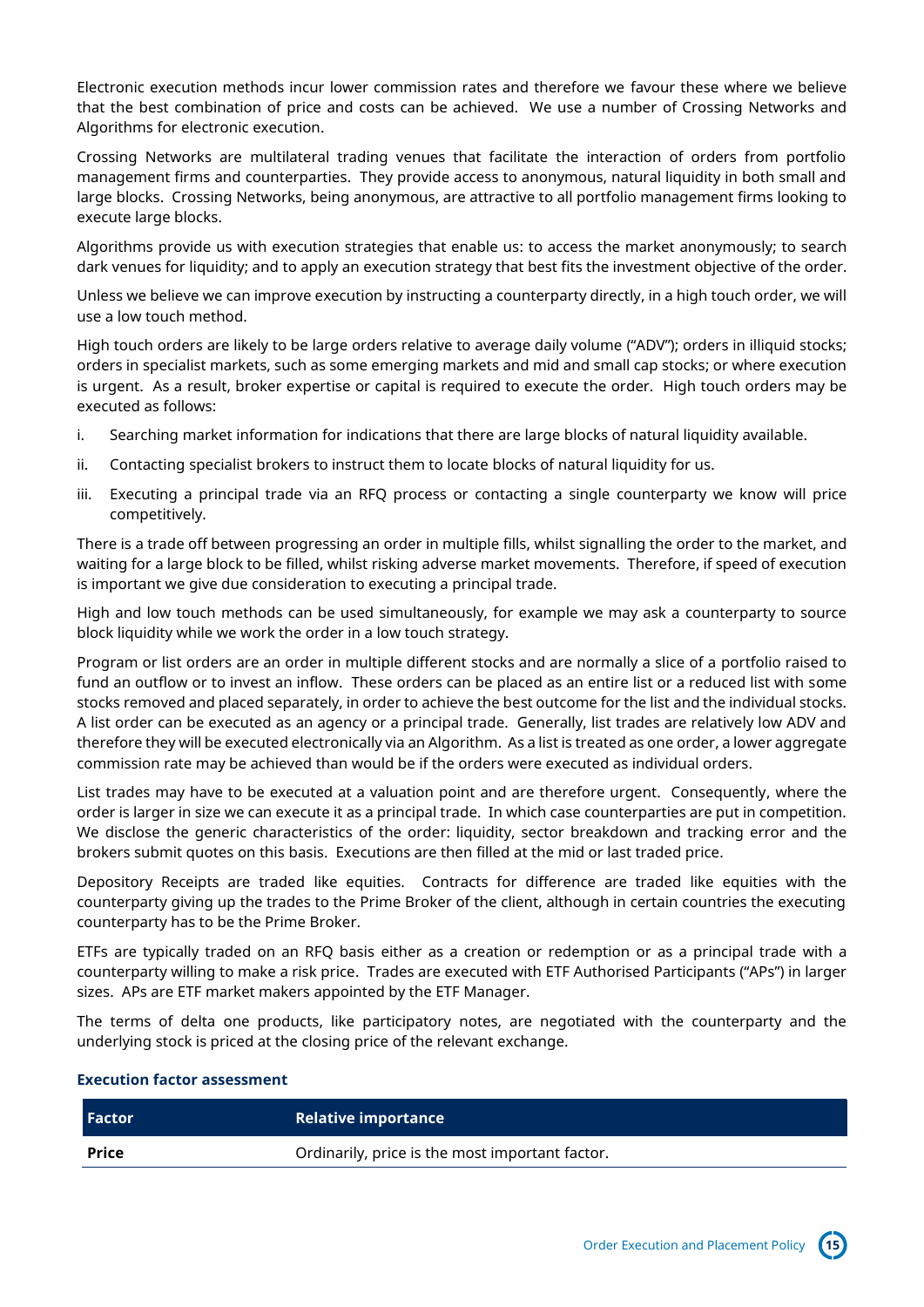Electronic execution methods incur lower commission rates and therefore we favour these where we believe that the best combination of price and costs can be achieved. We use a number of Crossing Networks and Algorithms for electronic execution.

Crossing Networks are multilateral trading venues that facilitate the interaction of orders from portfolio management firms and counterparties. They provide access to anonymous, natural liquidity in both small and large blocks. Crossing Networks, being anonymous, are attractive to all portfolio management firms looking to execute large blocks.

Algorithms provide us with execution strategies that enable us: to access the market anonymously; to search dark venues for liquidity; and to apply an execution strategy that best fits the investment objective of the order.

Unless we believe we can improve execution by instructing a counterparty directly, in a high touch order, we will use a low touch method.

High touch orders are likely to be large orders relative to average daily volume ("ADV"); orders in illiquid stocks; orders in specialist markets, such as some emerging markets and mid and small cap stocks; or where execution is urgent. As a result, broker expertise or capital is required to execute the order. High touch orders may be executed as follows:

i. Searching market information for indications that there are large blocks of natural liquidity available.

ii. Contacting specialist brokers to instruct them to locate blocks of natural liquidity for us.

iii. Executing a principal trade via an RFQ process or contacting a single counterparty we know will price competitively.

There is a trade off between progressing an order in multiple fills, whilst signalling the order to the market, and waiting for a large block to be filled, whilst risking adverse market movements. Therefore, if speed of execution is important we give due consideration to executing a principal trade.

High and low touch methods can be used simultaneously, for example we may ask a counterparty to source block liquidity while we work the order in a low touch strategy.

Program or list orders are an order in multiple different stocks and are normally a slice of a portfolio raised to fund an outflow or to invest an inflow. These orders can be placed as an entire list or a reduced list with some stocks removed and placed separately, in order to achieve the best outcome for the list and the individual stocks. A list order can be executed as an agency or a principal trade. Generally, list trades are relatively low ADV and therefore they will be executed electronically via an Algorithm. As a list is treated as one order, a lower aggregate commission rate may be achieved than would be if the orders were executed as individual orders.

List trades may have to be executed at a valuation point and are therefore urgent. Consequently, where the order is larger in size we can execute it as a principal trade. In which case counterparties are put in competition. We disclose the generic characteristics of the order: liquidity, sector breakdown and tracking error and the brokers submit quotes on this basis. Executions are then filled at the mid or last traded price.

Depository Receipts are traded like equities. Contracts for difference are traded like equities with the counterparty giving up the trades to the Prime Broker of the client, although in certain countries the executing counterparty has to be the Prime Broker.

ETFs are typically traded on an RFQ basis either as a creation or redemption or as a principal trade with a counterparty willing to make a risk price. Trades are executed with ETF Authorised Participants ("APs") in larger sizes. APs are ETF market makers appointed by the ETF Manager.

The terms of delta one products, like participatory notes, are negotiated with the counterparty and the underlying stock is priced at the closing price of the relevant exchange.

### Execution factor assessment

| Factor | Relative importance |
|---|---|
| **Price** | Ordinarily, price is the most important factor. |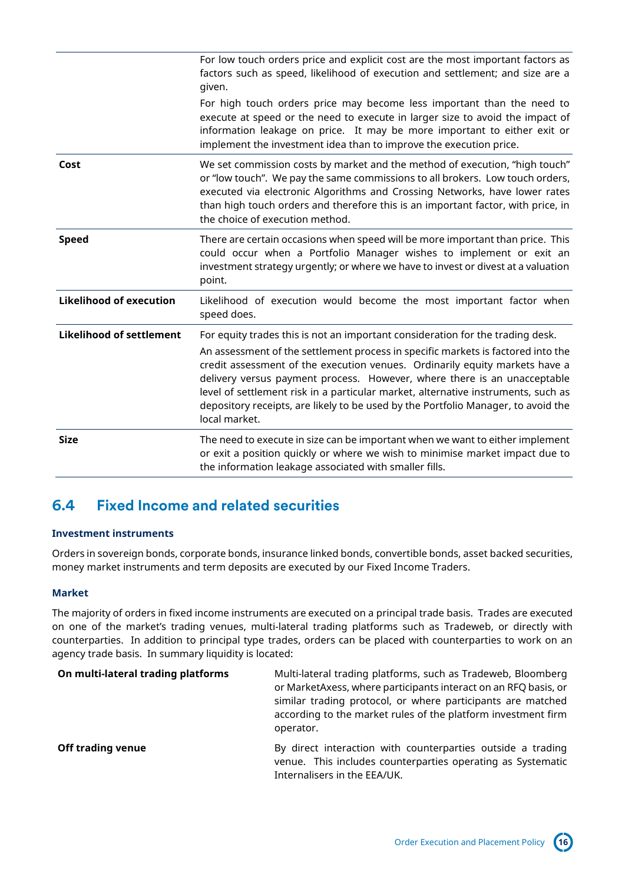| | |
|---|---|
| | For low touch orders price and explicit cost are the most important factors as factors such as speed, likelihood of execution and settlement; and size are a given.<br><br>For high touch orders price may become less important than the need to execute at speed or the need to execute in larger size to avoid the impact of information leakage on price. It may be more important to either exit or implement the investment idea than to improve the execution price. |
| **Cost** | We set commission costs by market and the method of execution, "high touch" or "low touch". We pay the same commissions to all brokers. Low touch orders, executed via electronic Algorithms and Crossing Networks, have lower rates than high touch orders and therefore this is an important factor, with price, in the choice of execution method. |
| **Speed** | There are certain occasions when speed will be more important than price. This could occur when a Portfolio Manager wishes to implement or exit an investment strategy urgently; or where we have to invest or divest at a valuation point. |
| **Likelihood of execution** | Likelihood of execution would become the most important factor when speed does. |
| **Likelihood of settlement** | For equity trades this is not an important consideration for the trading desk.<br><br>An assessment of the settlement process in specific markets is factored into the credit assessment of the execution venues. Ordinarily equity markets have a delivery versus payment process. However, where there is an unacceptable level of settlement risk in a particular market, alternative instruments, such as depository receipts, are likely to be used by the Portfolio Manager, to avoid the local market. |
| **Size** | The need to execute in size can be important when we want to either implement or exit a position quickly or where we wish to minimise market impact due to the information leakage associated with smaller fills. |

## 6.4 Fixed Income and related securities

### Investment instruments

Orders in sovereign bonds, corporate bonds, insurance linked bonds, convertible bonds, asset backed securities, money market instruments and term deposits are executed by our Fixed Income Traders.

### Market

The majority of orders in fixed income instruments are executed on a principal trade basis. Trades are executed on one of the market's trading venues, multi-lateral trading platforms such as Tradeweb, or directly with counterparties. In addition to principal type trades, orders can be placed with counterparties to work on an agency trade basis. In summary liquidity is located:

| | |
|---|---|
| **On multi-lateral trading platforms** | Multi-lateral trading platforms, such as Tradeweb, Bloomberg or MarketAxess, where participants interact on an RFQ basis, or similar trading protocol, or where participants are matched according to the market rules of the platform investment firm operator. |
| **Off trading venue** | By direct interaction with counterparties outside a trading venue. This includes counterparties operating as Systematic Internalisers in the EEA/UK. |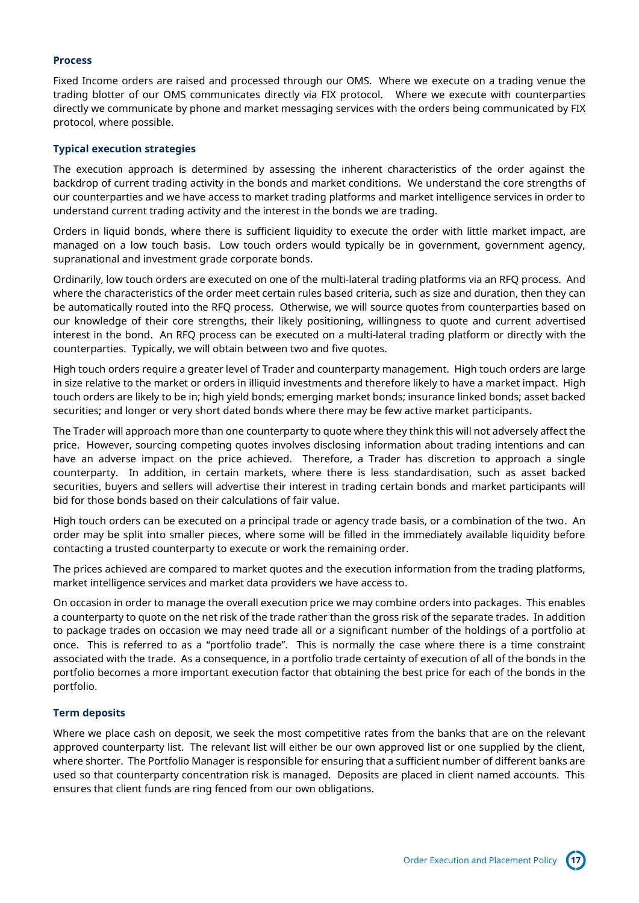### Process

Fixed Income orders are raised and processed through our OMS. Where we execute on a trading venue the trading blotter of our OMS communicates directly via FIX protocol. Where we execute with counterparties directly we communicate by phone and market messaging services with the orders being communicated by FIX protocol, where possible.

### Typical execution strategies

The execution approach is determined by assessing the inherent characteristics of the order against the backdrop of current trading activity in the bonds and market conditions. We understand the core strengths of our counterparties and we have access to market trading platforms and market intelligence services in order to understand current trading activity and the interest in the bonds we are trading.

Orders in liquid bonds, where there is sufficient liquidity to execute the order with little market impact, are managed on a low touch basis. Low touch orders would typically be in government, government agency, supranational and investment grade corporate bonds.

Ordinarily, low touch orders are executed on one of the multi-lateral trading platforms via an RFQ process. And where the characteristics of the order meet certain rules based criteria, such as size and duration, then they can be automatically routed into the RFQ process. Otherwise, we will source quotes from counterparties based on our knowledge of their core strengths, their likely positioning, willingness to quote and current advertised interest in the bond. An RFQ process can be executed on a multi-lateral trading platform or directly with the counterparties. Typically, we will obtain between two and five quotes.

High touch orders require a greater level of Trader and counterparty management. High touch orders are large in size relative to the market or orders in illiquid investments and therefore likely to have a market impact. High touch orders are likely to be in; high yield bonds; emerging market bonds; insurance linked bonds; asset backed securities; and longer or very short dated bonds where there may be few active market participants.

The Trader will approach more than one counterparty to quote where they think this will not adversely affect the price. However, sourcing competing quotes involves disclosing information about trading intentions and can have an adverse impact on the price achieved. Therefore, a Trader has discretion to approach a single counterparty. In addition, in certain markets, where there is less standardisation, such as asset backed securities, buyers and sellers will advertise their interest in trading certain bonds and market participants will bid for those bonds based on their calculations of fair value.

High touch orders can be executed on a principal trade or agency trade basis, or a combination of the two. An order may be split into smaller pieces, where some will be filled in the immediately available liquidity before contacting a trusted counterparty to execute or work the remaining order.

The prices achieved are compared to market quotes and the execution information from the trading platforms, market intelligence services and market data providers we have access to.

On occasion in order to manage the overall execution price we may combine orders into packages. This enables a counterparty to quote on the net risk of the trade rather than the gross risk of the separate trades. In addition to package trades on occasion we may need trade all or a significant number of the holdings of a portfolio at once. This is referred to as a "portfolio trade". This is normally the case where there is a time constraint associated with the trade. As a consequence, in a portfolio trade certainty of execution of all of the bonds in the portfolio becomes a more important execution factor that obtaining the best price for each of the bonds in the portfolio.

### Term deposits

Where we place cash on deposit, we seek the most competitive rates from the banks that are on the relevant approved counterparty list. The relevant list will either be our own approved list or one supplied by the client, where shorter. The Portfolio Manager is responsible for ensuring that a sufficient number of different banks are used so that counterparty concentration risk is managed. Deposits are placed in client named accounts. This ensures that client funds are ring fenced from our own obligations.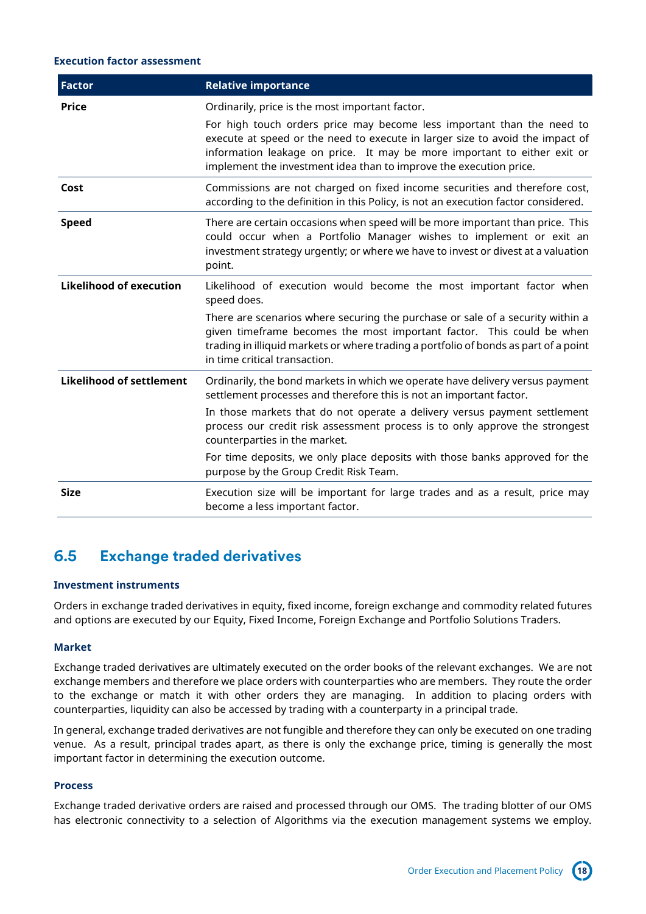**Execution factor assessment**

| Factor | Relative importance |
|---|---|
| **Price** | Ordinarily, price is the most important factor.<br>For high touch orders price may become less important than the need to execute at speed or the need to execute in larger size to avoid the impact of information leakage on price. It may be more important to either exit or implement the investment idea than to improve the execution price. |
| **Cost** | Commissions are not charged on fixed income securities and therefore cost, according to the definition in this Policy, is not an execution factor considered. |
| **Speed** | There are certain occasions when speed will be more important than price. This could occur when a Portfolio Manager wishes to implement or exit an investment strategy urgently; or where we have to invest or divest at a valuation point. |
| **Likelihood of execution** | Likelihood of execution would become the most important factor when speed does.<br>There are scenarios where securing the purchase or sale of a security within a given timeframe becomes the most important factor. This could be when trading in illiquid markets or where trading a portfolio of bonds as part of a point in time critical transaction. |
| **Likelihood of settlement** | Ordinarily, the bond markets in which we operate have delivery versus payment settlement processes and therefore this is not an important factor.<br>In those markets that do not operate a delivery versus payment settlement process our credit risk assessment process is to only approve the strongest counterparties in the market.<br>For time deposits, we only place deposits with those banks approved for the purpose by the Group Credit Risk Team. |
| **Size** | Execution size will be important for large trades and as a result, price may become a less important factor. |

## 6.5 Exchange traded derivatives

**Investment instruments**

Orders in exchange traded derivatives in equity, fixed income, foreign exchange and commodity related futures and options are executed by our Equity, Fixed Income, Foreign Exchange and Portfolio Solutions Traders.

**Market**

Exchange traded derivatives are ultimately executed on the order books of the relevant exchanges. We are not exchange members and therefore we place orders with counterparties who are members. They route the order to the exchange or match it with other orders they are managing. In addition to placing orders with counterparties, liquidity can also be accessed by trading with a counterparty in a principal trade.

In general, exchange traded derivatives are not fungible and therefore they can only be executed on one trading venue. As a result, principal trades apart, as there is only the exchange price, timing is generally the most important factor in determining the execution outcome.

**Process**

Exchange traded derivative orders are raised and processed through our OMS. The trading blotter of our OMS has electronic connectivity to a selection of Algorithms via the execution management systems we employ.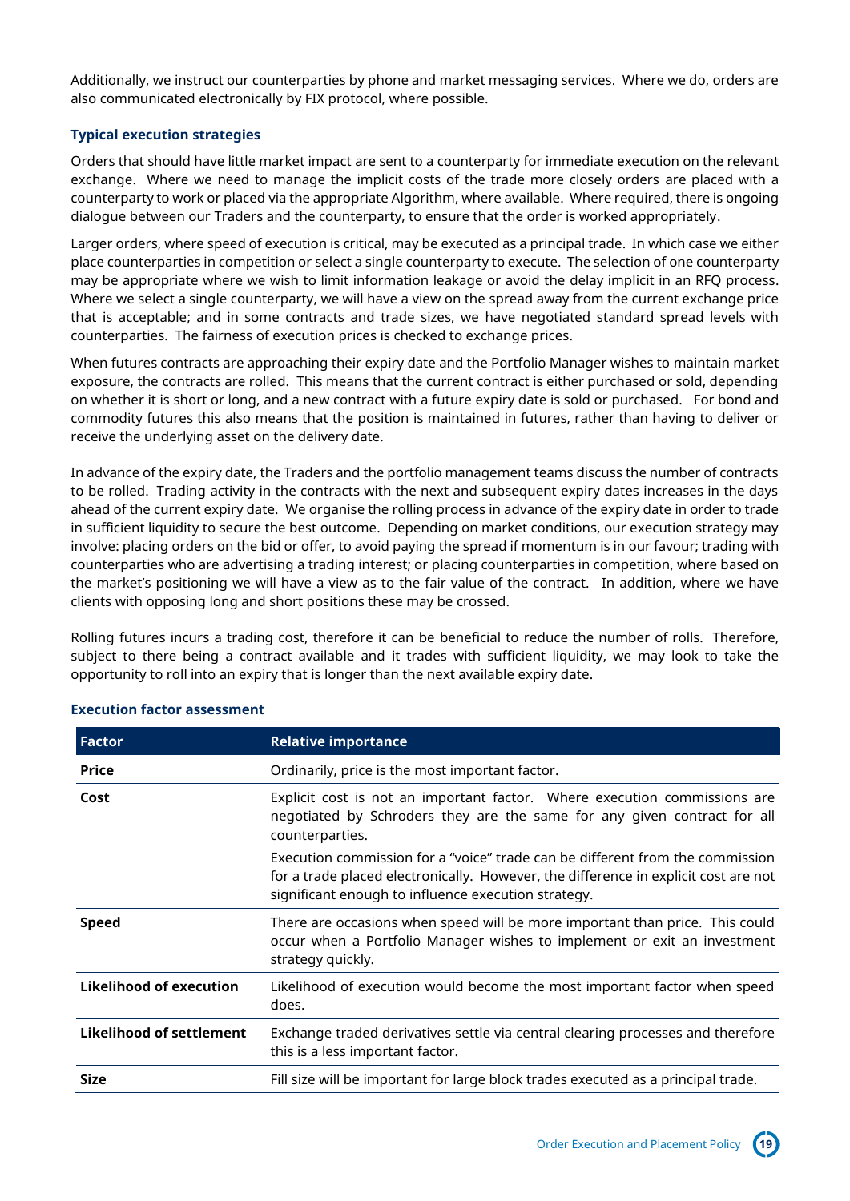Additionally, we instruct our counterparties by phone and market messaging services. Where we do, orders are also communicated electronically by FIX protocol, where possible.

### Typical execution strategies

Orders that should have little market impact are sent to a counterparty for immediate execution on the relevant exchange. Where we need to manage the implicit costs of the trade more closely orders are placed with a counterparty to work or placed via the appropriate Algorithm, where available. Where required, there is ongoing dialogue between our Traders and the counterparty, to ensure that the order is worked appropriately.

Larger orders, where speed of execution is critical, may be executed as a principal trade. In which case we either place counterparties in competition or select a single counterparty to execute. The selection of one counterparty may be appropriate where we wish to limit information leakage or avoid the delay implicit in an RFQ process. Where we select a single counterparty, we will have a view on the spread away from the current exchange price that is acceptable; and in some contracts and trade sizes, we have negotiated standard spread levels with counterparties. The fairness of execution prices is checked to exchange prices.

When futures contracts are approaching their expiry date and the Portfolio Manager wishes to maintain market exposure, the contracts are rolled. This means that the current contract is either purchased or sold, depending on whether it is short or long, and a new contract with a future expiry date is sold or purchased. For bond and commodity futures this also means that the position is maintained in futures, rather than having to deliver or receive the underlying asset on the delivery date.

In advance of the expiry date, the Traders and the portfolio management teams discuss the number of contracts to be rolled. Trading activity in the contracts with the next and subsequent expiry dates increases in the days ahead of the current expiry date. We organise the rolling process in advance of the expiry date in order to trade in sufficient liquidity to secure the best outcome. Depending on market conditions, our execution strategy may involve: placing orders on the bid or offer, to avoid paying the spread if momentum is in our favour; trading with counterparties who are advertising a trading interest; or placing counterparties in competition, where based on the market's positioning we will have a view as to the fair value of the contract. In addition, where we have clients with opposing long and short positions these may be crossed.

Rolling futures incurs a trading cost, therefore it can be beneficial to reduce the number of rolls. Therefore, subject to there being a contract available and it trades with sufficient liquidity, we may look to take the opportunity to roll into an expiry that is longer than the next available expiry date.

### Execution factor assessment

| Factor | Relative importance |
|---|---|
| **Price** | Ordinarily, price is the most important factor. |
| **Cost** | Explicit cost is not an important factor. Where execution commissions are negotiated by Schroders they are the same for any given contract for all counterparties.<br><br>Execution commission for a "voice" trade can be different from the commission for a trade placed electronically. However, the difference in explicit cost are not significant enough to influence execution strategy. |
| **Speed** | There are occasions when speed will be more important than price. This could occur when a Portfolio Manager wishes to implement or exit an investment strategy quickly. |
| **Likelihood of execution** | Likelihood of execution would become the most important factor when speed does. |
| **Likelihood of settlement** | Exchange traded derivatives settle via central clearing processes and therefore this is a less important factor. |
| **Size** | Fill size will be important for large block trades executed as a principal trade. |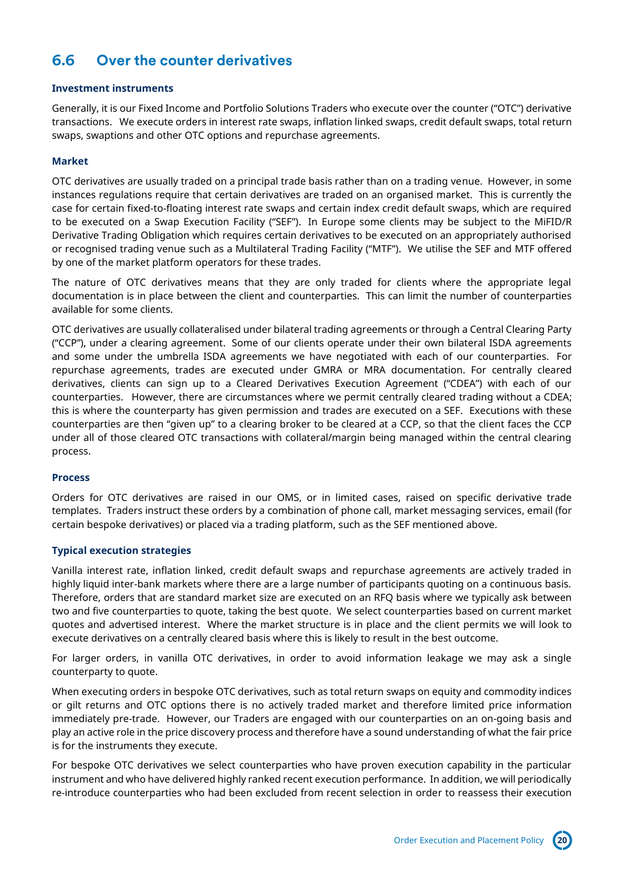## 6.6 Over the counter derivatives

### Investment instruments

Generally, it is our Fixed Income and Portfolio Solutions Traders who execute over the counter ("OTC") derivative transactions. We execute orders in interest rate swaps, inflation linked swaps, credit default swaps, total return swaps, swaptions and other OTC options and repurchase agreements.

### Market

OTC derivatives are usually traded on a principal trade basis rather than on a trading venue. However, in some instances regulations require that certain derivatives are traded on an organised market. This is currently the case for certain fixed-to-floating interest rate swaps and certain index credit default swaps, which are required to be executed on a Swap Execution Facility ("SEF"). In Europe some clients may be subject to the MiFID/R Derivative Trading Obligation which requires certain derivatives to be executed on an appropriately authorised or recognised trading venue such as a Multilateral Trading Facility ("MTF"). We utilise the SEF and MTF offered by one of the market platform operators for these trades.

The nature of OTC derivatives means that they are only traded for clients where the appropriate legal documentation is in place between the client and counterparties. This can limit the number of counterparties available for some clients.

OTC derivatives are usually collateralised under bilateral trading agreements or through a Central Clearing Party ("CCP"), under a clearing agreement. Some of our clients operate under their own bilateral ISDA agreements and some under the umbrella ISDA agreements we have negotiated with each of our counterparties. For repurchase agreements, trades are executed under GMRA or MRA documentation. For centrally cleared derivatives, clients can sign up to a Cleared Derivatives Execution Agreement ("CDEA") with each of our counterparties. However, there are circumstances where we permit centrally cleared trading without a CDEA; this is where the counterparty has given permission and trades are executed on a SEF. Executions with these counterparties are then "given up" to a clearing broker to be cleared at a CCP, so that the client faces the CCP under all of those cleared OTC transactions with collateral/margin being managed within the central clearing process.

### Process

Orders for OTC derivatives are raised in our OMS, or in limited cases, raised on specific derivative trade templates. Traders instruct these orders by a combination of phone call, market messaging services, email (for certain bespoke derivatives) or placed via a trading platform, such as the SEF mentioned above.

### Typical execution strategies

Vanilla interest rate, inflation linked, credit default swaps and repurchase agreements are actively traded in highly liquid inter-bank markets where there are a large number of participants quoting on a continuous basis. Therefore, orders that are standard market size are executed on an RFQ basis where we typically ask between two and five counterparties to quote, taking the best quote. We select counterparties based on current market quotes and advertised interest. Where the market structure is in place and the client permits we will look to execute derivatives on a centrally cleared basis where this is likely to result in the best outcome.

For larger orders, in vanilla OTC derivatives, in order to avoid information leakage we may ask a single counterparty to quote.

When executing orders in bespoke OTC derivatives, such as total return swaps on equity and commodity indices or gilt returns and OTC options there is no actively traded market and therefore limited price information immediately pre-trade. However, our Traders are engaged with our counterparties on an on-going basis and play an active role in the price discovery process and therefore have a sound understanding of what the fair price is for the instruments they execute.

For bespoke OTC derivatives we select counterparties who have proven execution capability in the particular instrument and who have delivered highly ranked recent execution performance. In addition, we will periodically re-introduce counterparties who had been excluded from recent selection in order to reassess their execution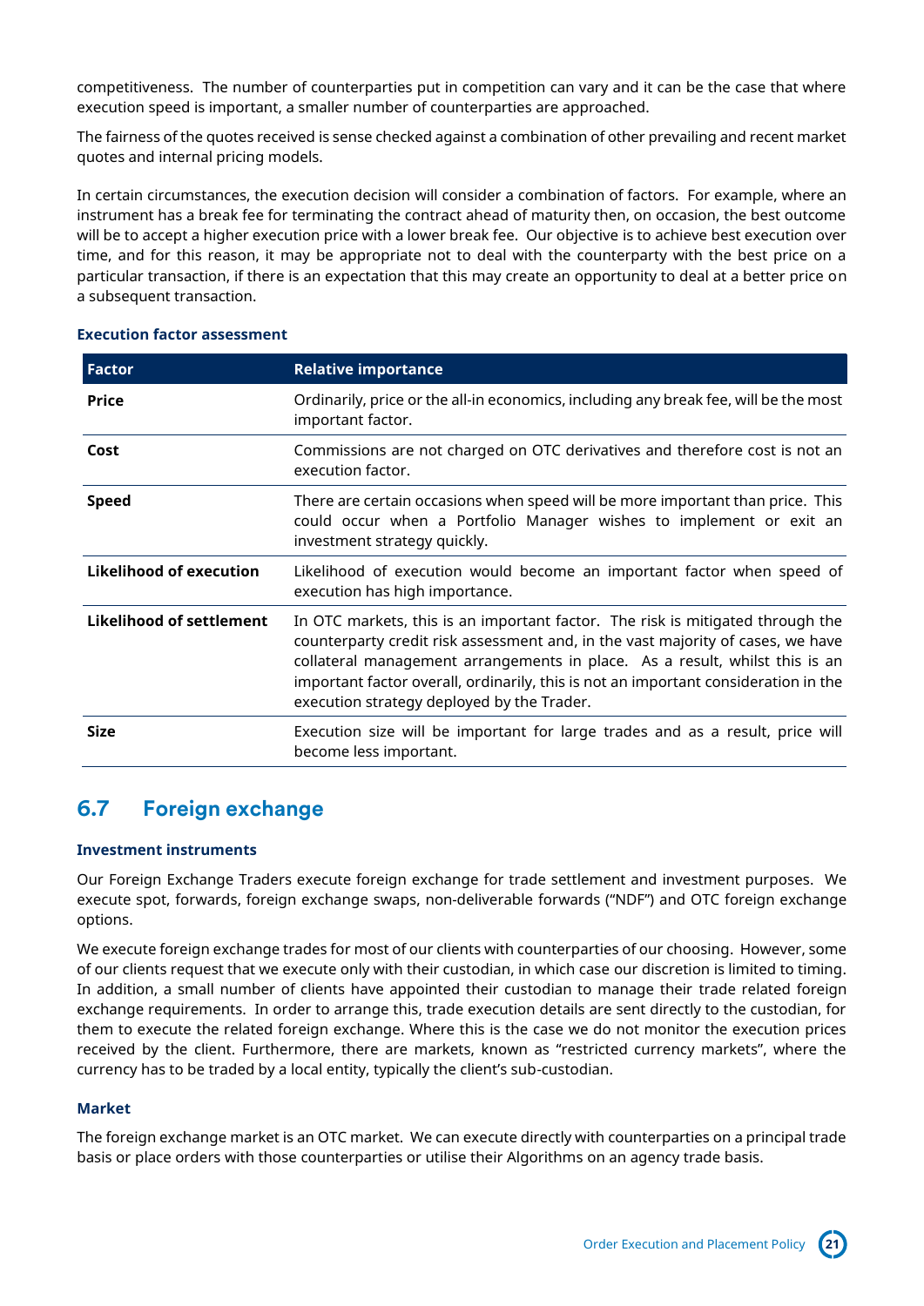competitiveness. The number of counterparties put in competition can vary and it can be the case that where execution speed is important, a smaller number of counterparties are approached.

The fairness of the quotes received is sense checked against a combination of other prevailing and recent market quotes and internal pricing models.

In certain circumstances, the execution decision will consider a combination of factors. For example, where an instrument has a break fee for terminating the contract ahead of maturity then, on occasion, the best outcome will be to accept a higher execution price with a lower break fee. Our objective is to achieve best execution over time, and for this reason, it may be appropriate not to deal with the counterparty with the best price on a particular transaction, if there is an expectation that this may create an opportunity to deal at a better price on a subsequent transaction.

#### Execution factor assessment

| Factor | Relative importance |
|---|---|
| **Price** | Ordinarily, price or the all-in economics, including any break fee, will be the most important factor. |
| **Cost** | Commissions are not charged on OTC derivatives and therefore cost is not an execution factor. |
| **Speed** | There are certain occasions when speed will be more important than price. This could occur when a Portfolio Manager wishes to implement or exit an investment strategy quickly. |
| **Likelihood of execution** | Likelihood of execution would become an important factor when speed of execution has high importance. |
| **Likelihood of settlement** | In OTC markets, this is an important factor. The risk is mitigated through the counterparty credit risk assessment and, in the vast majority of cases, we have collateral management arrangements in place. As a result, whilst this is an important factor overall, ordinarily, this is not an important consideration in the execution strategy deployed by the Trader. |
| **Size** | Execution size will be important for large trades and as a result, price will become less important. |

## 6.7 Foreign exchange

#### Investment instruments

Our Foreign Exchange Traders execute foreign exchange for trade settlement and investment purposes. We execute spot, forwards, foreign exchange swaps, non-deliverable forwards ("NDF") and OTC foreign exchange options.

We execute foreign exchange trades for most of our clients with counterparties of our choosing. However, some of our clients request that we execute only with their custodian, in which case our discretion is limited to timing. In addition, a small number of clients have appointed their custodian to manage their trade related foreign exchange requirements. In order to arrange this, trade execution details are sent directly to the custodian, for them to execute the related foreign exchange. Where this is the case we do not monitor the execution prices received by the client. Furthermore, there are markets, known as "restricted currency markets", where the currency has to be traded by a local entity, typically the client's sub-custodian.

#### Market

The foreign exchange market is an OTC market. We can execute directly with counterparties on a principal trade basis or place orders with those counterparties or utilise their Algorithms on an agency trade basis.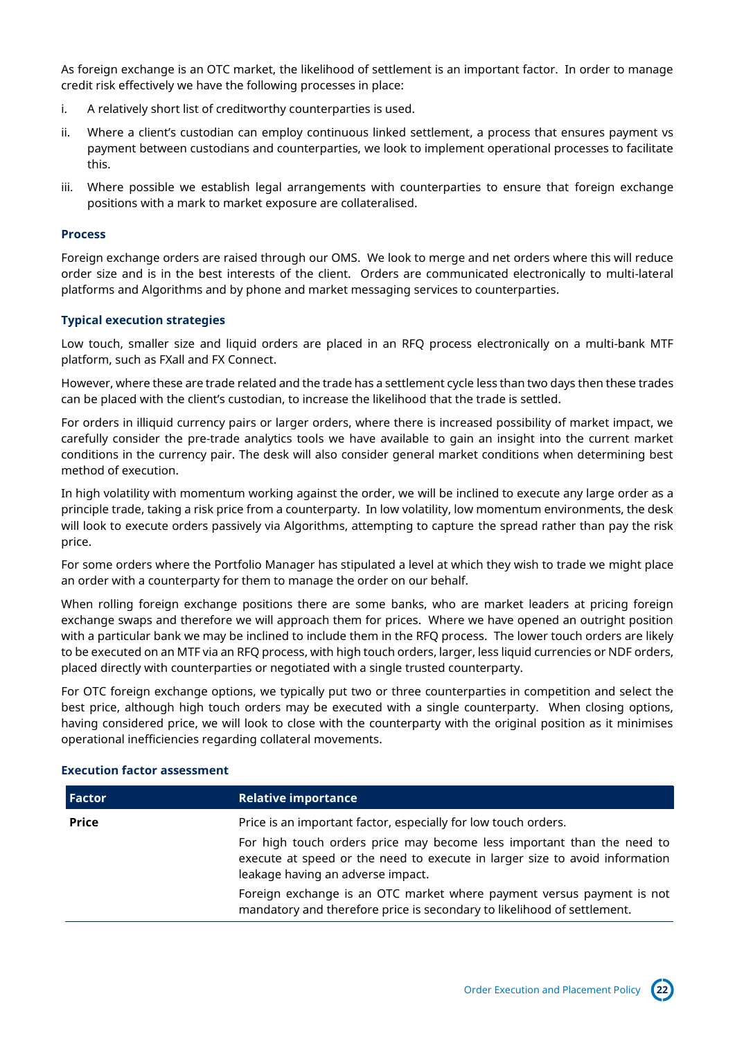As foreign exchange is an OTC market, the likelihood of settlement is an important factor. In order to manage credit risk effectively we have the following processes in place:

i. A relatively short list of creditworthy counterparties is used.

ii. Where a client's custodian can employ continuous linked settlement, a process that ensures payment vs payment between custodians and counterparties, we look to implement operational processes to facilitate this.

iii. Where possible we establish legal arrangements with counterparties to ensure that foreign exchange positions with a mark to market exposure are collateralised.

#### Process

Foreign exchange orders are raised through our OMS. We look to merge and net orders where this will reduce order size and is in the best interests of the client. Orders are communicated electronically to multi-lateral platforms and Algorithms and by phone and market messaging services to counterparties.

#### Typical execution strategies

Low touch, smaller size and liquid orders are placed in an RFQ process electronically on a multi-bank MTF platform, such as FXall and FX Connect.

However, where these are trade related and the trade has a settlement cycle less than two days then these trades can be placed with the client's custodian, to increase the likelihood that the trade is settled.

For orders in illiquid currency pairs or larger orders, where there is increased possibility of market impact, we carefully consider the pre-trade analytics tools we have available to gain an insight into the current market conditions in the currency pair. The desk will also consider general market conditions when determining best method of execution.

In high volatility with momentum working against the order, we will be inclined to execute any large order as a principle trade, taking a risk price from a counterparty. In low volatility, low momentum environments, the desk will look to execute orders passively via Algorithms, attempting to capture the spread rather than pay the risk price.

For some orders where the Portfolio Manager has stipulated a level at which they wish to trade we might place an order with a counterparty for them to manage the order on our behalf.

When rolling foreign exchange positions there are some banks, who are market leaders at pricing foreign exchange swaps and therefore we will approach them for prices. Where we have opened an outright position with a particular bank we may be inclined to include them in the RFQ process. The lower touch orders are likely to be executed on an MTF via an RFQ process, with high touch orders, larger, less liquid currencies or NDF orders, placed directly with counterparties or negotiated with a single trusted counterparty.

For OTC foreign exchange options, we typically put two or three counterparties in competition and select the best price, although high touch orders may be executed with a single counterparty. When closing options, having considered price, we will look to close with the counterparty with the original position as it minimises operational inefficiencies regarding collateral movements.

#### Execution factor assessment

| Factor | Relative importance |
|---|---|
| **Price** | Price is an important factor, especially for low touch orders.<br><br>For high touch orders price may become less important than the need to execute at speed or the need to execute in larger size to avoid information leakage having an adverse impact.<br><br>Foreign exchange is an OTC market where payment versus payment is not mandatory and therefore price is secondary to likelihood of settlement. |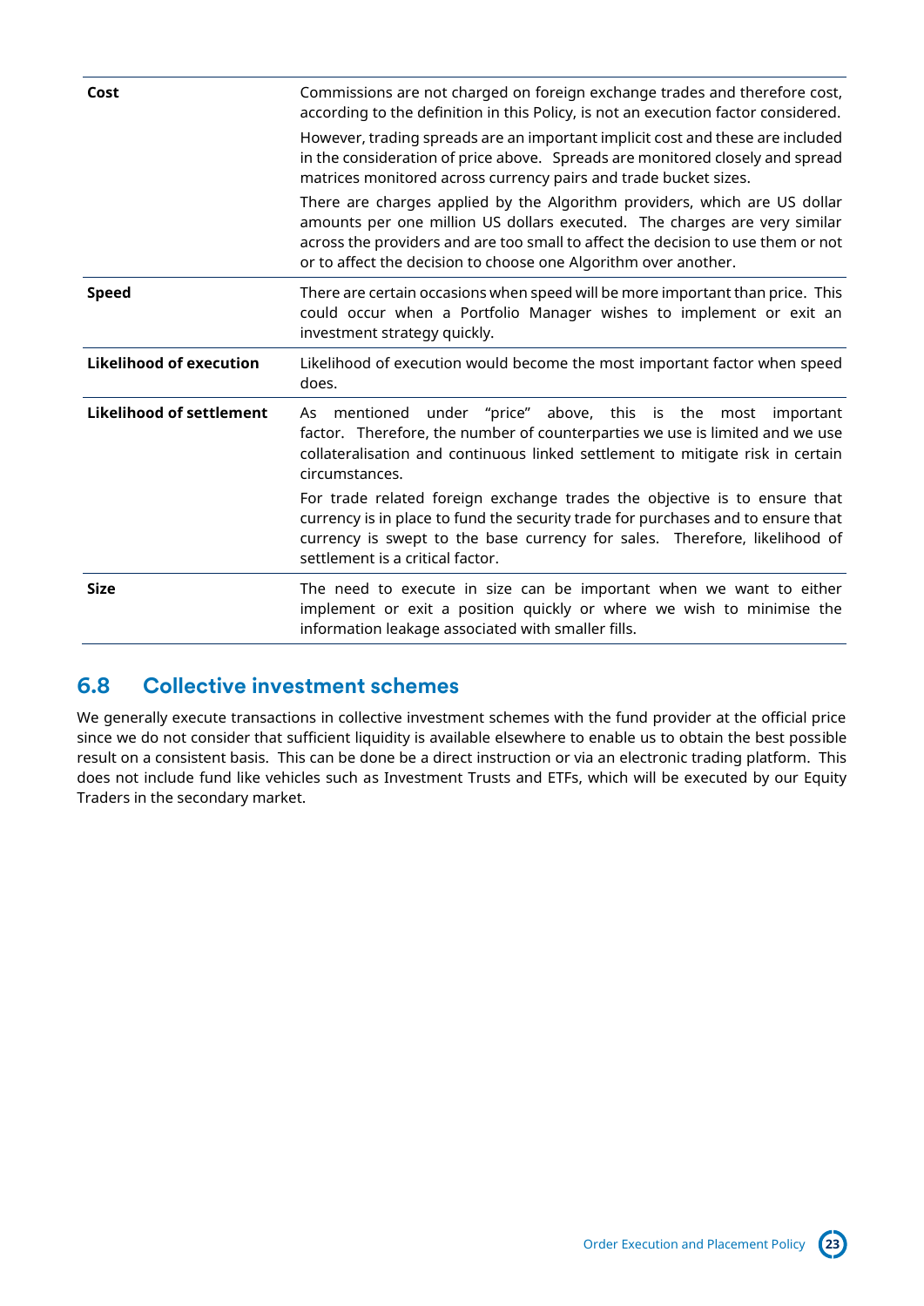| | |
|---|---|
| **Cost** | Commissions are not charged on foreign exchange trades and therefore cost, according to the definition in this Policy, is not an execution factor considered.<br><br>However, trading spreads are an important implicit cost and these are included in the consideration of price above. Spreads are monitored closely and spread matrices monitored across currency pairs and trade bucket sizes.<br><br>There are charges applied by the Algorithm providers, which are US dollar amounts per one million US dollars executed. The charges are very similar across the providers and are too small to affect the decision to use them or not or to affect the decision to choose one Algorithm over another. |
| **Speed** | There are certain occasions when speed will be more important than price. This could occur when a Portfolio Manager wishes to implement or exit an investment strategy quickly. |
| **Likelihood of execution** | Likelihood of execution would become the most important factor when speed does. |
| **Likelihood of settlement** | As mentioned under "price" above, this is the most important factor. Therefore, the number of counterparties we use is limited and we use collateralisation and continuous linked settlement to mitigate risk in certain circumstances.<br><br>For trade related foreign exchange trades the objective is to ensure that currency is in place to fund the security trade for purchases and to ensure that currency is swept to the base currency for sales. Therefore, likelihood of settlement is a critical factor. |
| **Size** | The need to execute in size can be important when we want to either implement or exit a position quickly or where we wish to minimise the information leakage associated with smaller fills. |

## 6.8 Collective investment schemes

We generally execute transactions in collective investment schemes with the fund provider at the official price since we do not consider that sufficient liquidity is available elsewhere to enable us to obtain the best possible result on a consistent basis. This can be done be a direct instruction or via an electronic trading platform. This does not include fund like vehicles such as Investment Trusts and ETFs, which will be executed by our Equity Traders in the secondary market.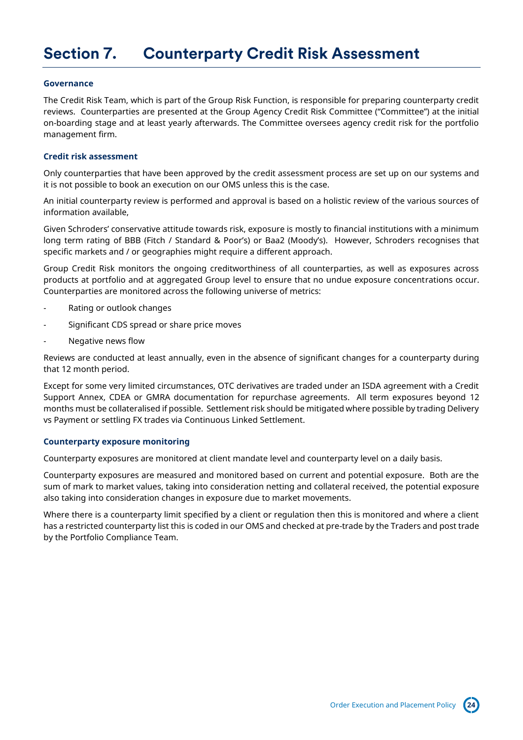# Section 7. Counterparty Credit Risk Assessment

### Governance

The Credit Risk Team, which is part of the Group Risk Function, is responsible for preparing counterparty credit reviews. Counterparties are presented at the Group Agency Credit Risk Committee ("Committee") at the initial on-boarding stage and at least yearly afterwards. The Committee oversees agency credit risk for the portfolio management firm.

### Credit risk assessment

Only counterparties that have been approved by the credit assessment process are set up on our systems and it is not possible to book an execution on our OMS unless this is the case.

An initial counterparty review is performed and approval is based on a holistic review of the various sources of information available,

Given Schroders' conservative attitude towards risk, exposure is mostly to financial institutions with a minimum long term rating of BBB (Fitch / Standard & Poor's) or Baa2 (Moody's). However, Schroders recognises that specific markets and / or geographies might require a different approach.

Group Credit Risk monitors the ongoing creditworthiness of all counterparties, as well as exposures across products at portfolio and at aggregated Group level to ensure that no undue exposure concentrations occur. Counterparties are monitored across the following universe of metrics:

- Rating or outlook changes
- Significant CDS spread or share price moves
- Negative news flow

Reviews are conducted at least annually, even in the absence of significant changes for a counterparty during that 12 month period.

Except for some very limited circumstances, OTC derivatives are traded under an ISDA agreement with a Credit Support Annex, CDEA or GMRA documentation for repurchase agreements. All term exposures beyond 12 months must be collateralised if possible. Settlement risk should be mitigated where possible by trading Delivery vs Payment or settling FX trades via Continuous Linked Settlement.

### Counterparty exposure monitoring

Counterparty exposures are monitored at client mandate level and counterparty level on a daily basis.

Counterparty exposures are measured and monitored based on current and potential exposure. Both are the sum of mark to market values, taking into consideration netting and collateral received, the potential exposure also taking into consideration changes in exposure due to market movements.

Where there is a counterparty limit specified by a client or regulation then this is monitored and where a client has a restricted counterparty list this is coded in our OMS and checked at pre-trade by the Traders and post trade by the Portfolio Compliance Team.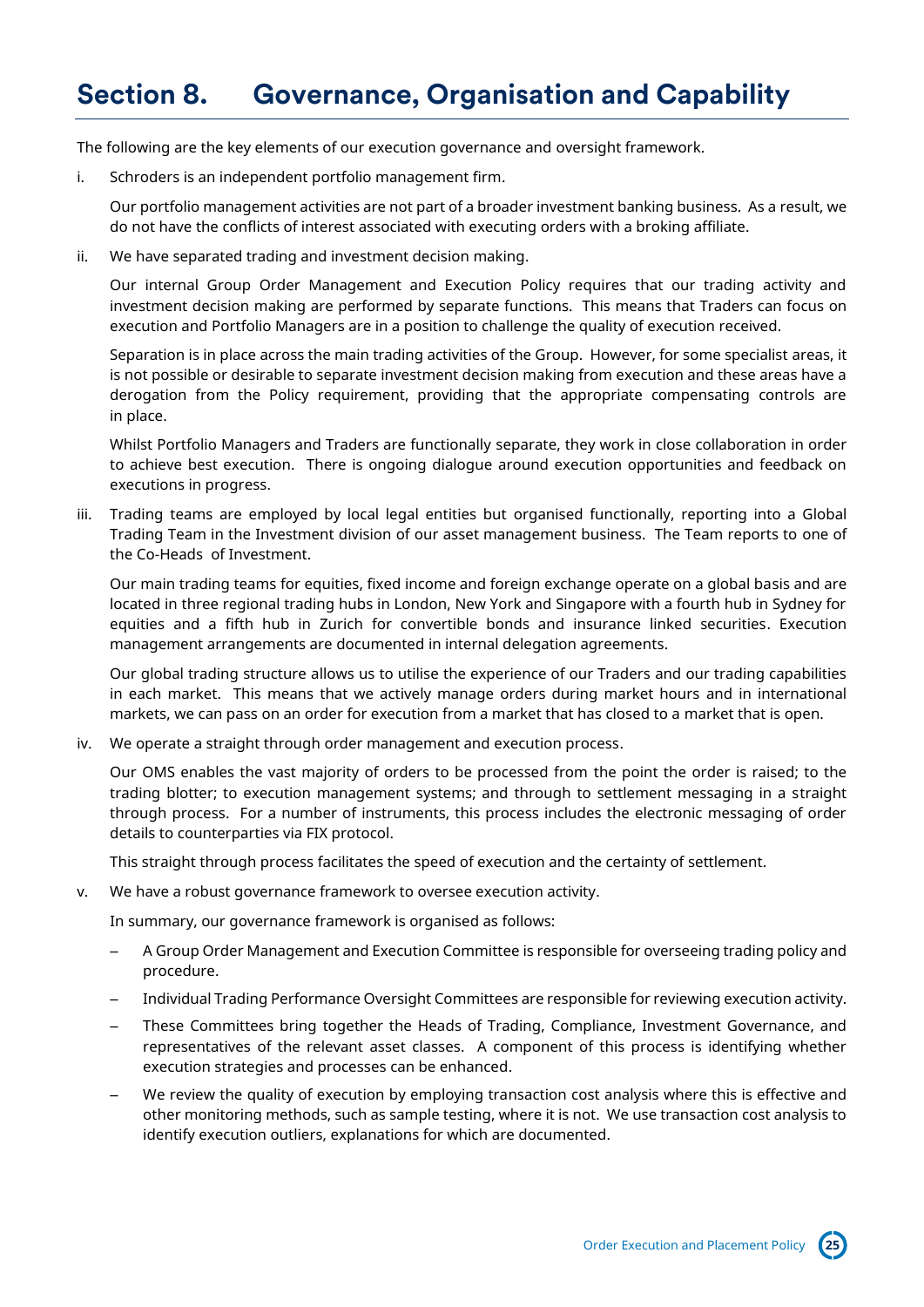# Section 8. Governance, Organisation and Capability

The following are the key elements of our execution governance and oversight framework.

i. Schroders is an independent portfolio management firm.

   Our portfolio management activities are not part of a broader investment banking business. As a result, we do not have the conflicts of interest associated with executing orders with a broking affiliate.

ii. We have separated trading and investment decision making.

   Our internal Group Order Management and Execution Policy requires that our trading activity and investment decision making are performed by separate functions. This means that Traders can focus on execution and Portfolio Managers are in a position to challenge the quality of execution received.

   Separation is in place across the main trading activities of the Group. However, for some specialist areas, it is not possible or desirable to separate investment decision making from execution and these areas have a derogation from the Policy requirement, providing that the appropriate compensating controls are in place.

   Whilst Portfolio Managers and Traders are functionally separate, they work in close collaboration in order to achieve best execution. There is ongoing dialogue around execution opportunities and feedback on executions in progress.

iii. Trading teams are employed by local legal entities but organised functionally, reporting into a Global Trading Team in the Investment division of our asset management business. The Team reports to one of the Co-Heads of Investment.

   Our main trading teams for equities, fixed income and foreign exchange operate on a global basis and are located in three regional trading hubs in London, New York and Singapore with a fourth hub in Sydney for equities and a fifth hub in Zurich for convertible bonds and insurance linked securities. Execution management arrangements are documented in internal delegation agreements.

   Our global trading structure allows us to utilise the experience of our Traders and our trading capabilities in each market. This means that we actively manage orders during market hours and in international markets, we can pass on an order for execution from a market that has closed to a market that is open.

iv. We operate a straight through order management and execution process.

   Our OMS enables the vast majority of orders to be processed from the point the order is raised; to the trading blotter; to execution management systems; and through to settlement messaging in a straight through process. For a number of instruments, this process includes the electronic messaging of order details to counterparties via FIX protocol.

   This straight through process facilitates the speed of execution and the certainty of settlement.

v. We have a robust governance framework to oversee execution activity.

   In summary, our governance framework is organised as follows:

   – A Group Order Management and Execution Committee is responsible for overseeing trading policy and procedure.
   – Individual Trading Performance Oversight Committees are responsible for reviewing execution activity.
   – These Committees bring together the Heads of Trading, Compliance, Investment Governance, and representatives of the relevant asset classes. A component of this process is identifying whether execution strategies and processes can be enhanced.
   – We review the quality of execution by employing transaction cost analysis where this is effective and other monitoring methods, such as sample testing, where it is not. We use transaction cost analysis to identify execution outliers, explanations for which are documented.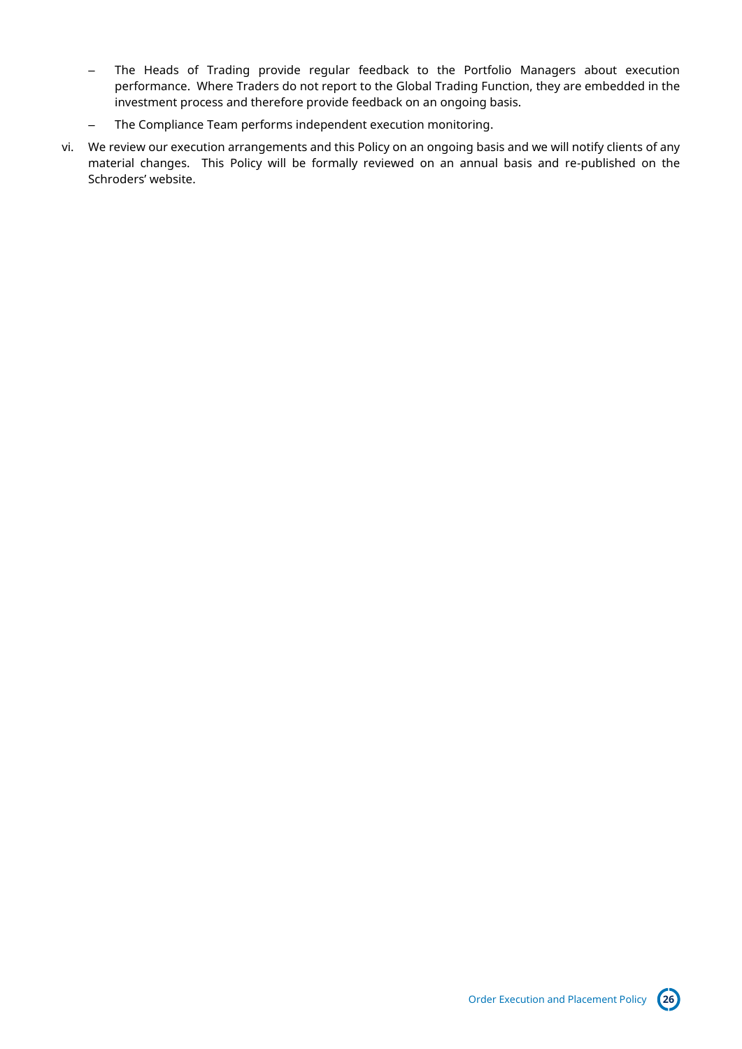- The Heads of Trading provide regular feedback to the Portfolio Managers about execution performance. Where Traders do not report to the Global Trading Function, they are embedded in the investment process and therefore provide feedback on an ongoing basis.
- The Compliance Team performs independent execution monitoring.

vi. We review our execution arrangements and this Policy on an ongoing basis and we will notify clients of any material changes. This Policy will be formally reviewed on an annual basis and re-published on the Schroders' website.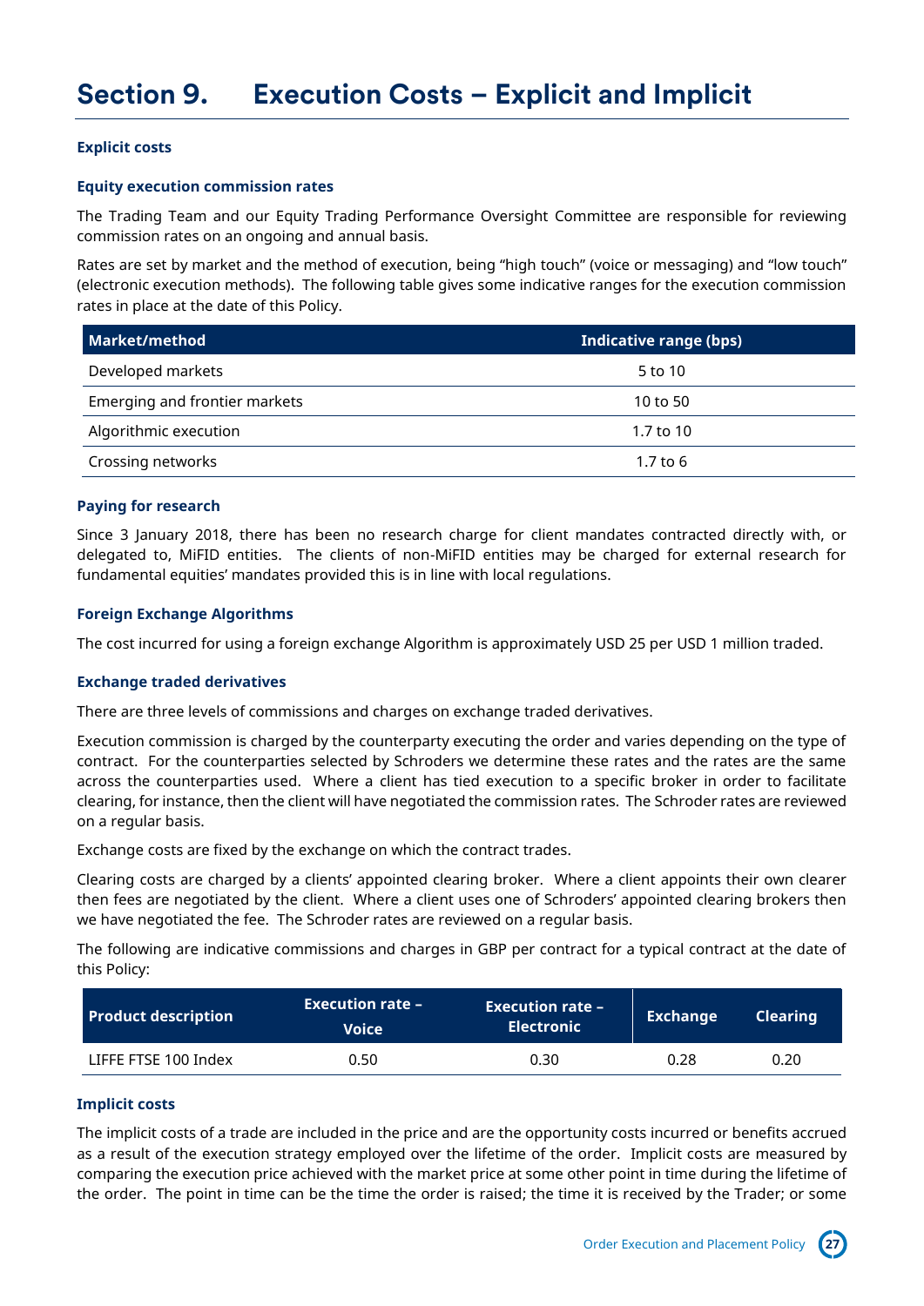# Section 9. Execution Costs – Explicit and Implicit

### Explicit costs

#### Equity execution commission rates

The Trading Team and our Equity Trading Performance Oversight Committee are responsible for reviewing commission rates on an ongoing and annual basis.

Rates are set by market and the method of execution, being "high touch" (voice or messaging) and "low touch" (electronic execution methods). The following table gives some indicative ranges for the execution commission rates in place at the date of this Policy.

| Market/method | Indicative range (bps) |
|---|---|
| Developed markets | 5 to 10 |
| Emerging and frontier markets | 10 to 50 |
| Algorithmic execution | 1.7 to 10 |
| Crossing networks | 1.7 to 6 |

#### Paying for research

Since 3 January 2018, there has been no research charge for client mandates contracted directly with, or delegated to, MiFID entities. The clients of non-MiFID entities may be charged for external research for fundamental equities' mandates provided this is in line with local regulations.

#### Foreign Exchange Algorithms

The cost incurred for using a foreign exchange Algorithm is approximately USD 25 per USD 1 million traded.

#### Exchange traded derivatives

There are three levels of commissions and charges on exchange traded derivatives.

Execution commission is charged by the counterparty executing the order and varies depending on the type of contract. For the counterparties selected by Schroders we determine these rates and the rates are the same across the counterparties used. Where a client has tied execution to a specific broker in order to facilitate clearing, for instance, then the client will have negotiated the commission rates. The Schroder rates are reviewed on a regular basis.

Exchange costs are fixed by the exchange on which the contract trades.

Clearing costs are charged by a clients' appointed clearing broker. Where a client appoints their own clearer then fees are negotiated by the client. Where a client uses one of Schroders' appointed clearing brokers then we have negotiated the fee. The Schroder rates are reviewed on a regular basis.

The following are indicative commissions and charges in GBP per contract for a typical contract at the date of this Policy:

| Product description | Execution rate – Voice | Execution rate – Electronic | Exchange | Clearing |
|---|---|---|---|---|
| LIFFE FTSE 100 Index | 0.50 | 0.30 | 0.28 | 0.20 |

### Implicit costs

The implicit costs of a trade are included in the price and are the opportunity costs incurred or benefits accrued as a result of the execution strategy employed over the lifetime of the order. Implicit costs are measured by comparing the execution price achieved with the market price at some other point in time during the lifetime of the order. The point in time can be the time the order is raised; the time it is received by the Trader; or some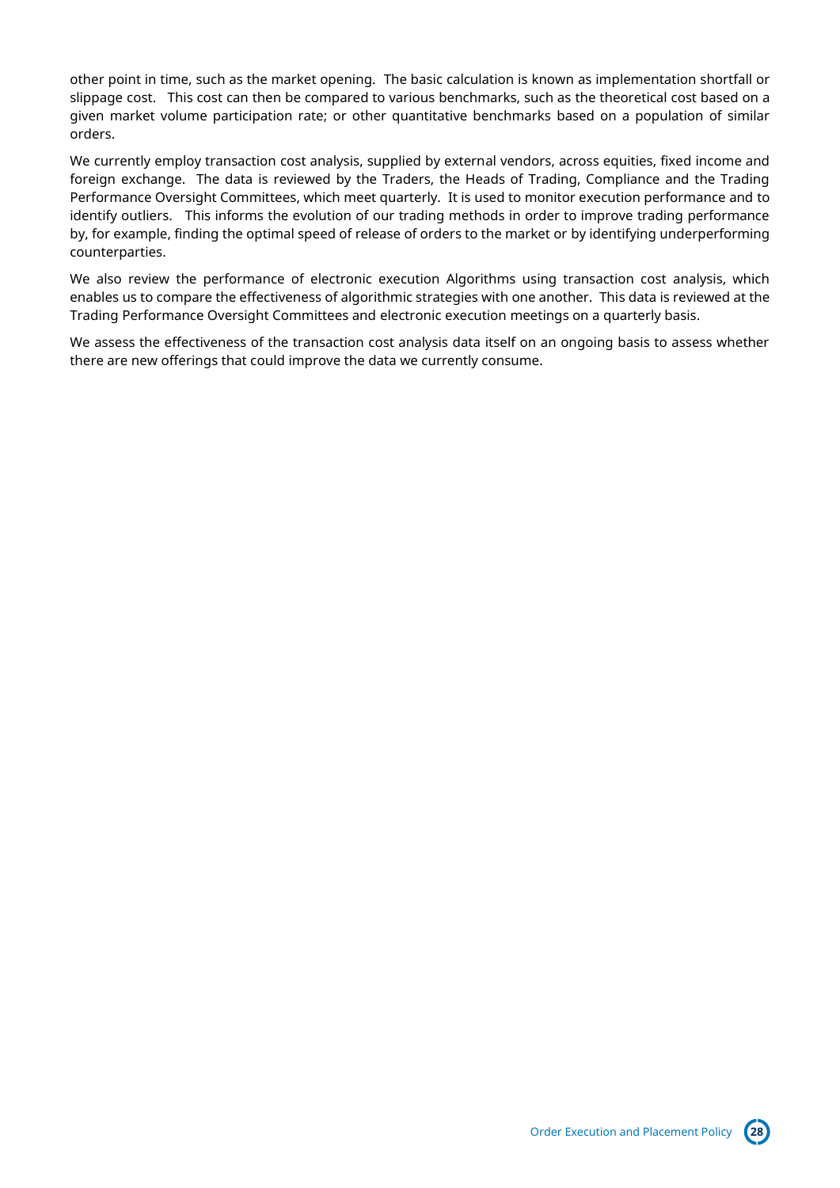other point in time, such as the market opening. The basic calculation is known as implementation shortfall or slippage cost. This cost can then be compared to various benchmarks, such as the theoretical cost based on a given market volume participation rate; or other quantitative benchmarks based on a population of similar orders.

We currently employ transaction cost analysis, supplied by external vendors, across equities, fixed income and foreign exchange. The data is reviewed by the Traders, the Heads of Trading, Compliance and the Trading Performance Oversight Committees, which meet quarterly. It is used to monitor execution performance and to identify outliers. This informs the evolution of our trading methods in order to improve trading performance by, for example, finding the optimal speed of release of orders to the market or by identifying underperforming counterparties.

We also review the performance of electronic execution Algorithms using transaction cost analysis, which enables us to compare the effectiveness of algorithmic strategies with one another. This data is reviewed at the Trading Performance Oversight Committees and electronic execution meetings on a quarterly basis.

We assess the effectiveness of the transaction cost analysis data itself on an ongoing basis to assess whether there are new offerings that could improve the data we currently consume.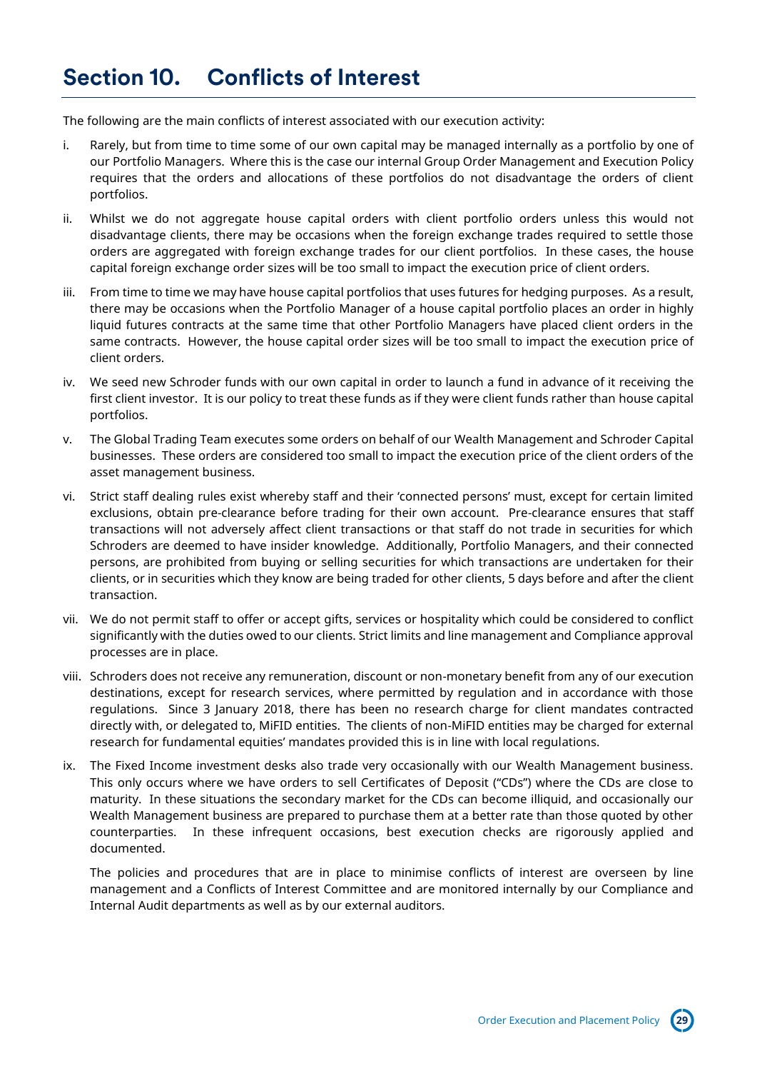# Section 10. Conflicts of Interest

The following are the main conflicts of interest associated with our execution activity:

i. Rarely, but from time to time some of our own capital may be managed internally as a portfolio by one of our Portfolio Managers. Where this is the case our internal Group Order Management and Execution Policy requires that the orders and allocations of these portfolios do not disadvantage the orders of client portfolios.

ii. Whilst we do not aggregate house capital orders with client portfolio orders unless this would not disadvantage clients, there may be occasions when the foreign exchange trades required to settle those orders are aggregated with foreign exchange trades for our client portfolios. In these cases, the house capital foreign exchange order sizes will be too small to impact the execution price of client orders.

iii. From time to time we may have house capital portfolios that uses futures for hedging purposes. As a result, there may be occasions when the Portfolio Manager of a house capital portfolio places an order in highly liquid futures contracts at the same time that other Portfolio Managers have placed client orders in the same contracts. However, the house capital order sizes will be too small to impact the execution price of client orders.

iv. We seed new Schroder funds with our own capital in order to launch a fund in advance of it receiving the first client investor. It is our policy to treat these funds as if they were client funds rather than house capital portfolios.

v. The Global Trading Team executes some orders on behalf of our Wealth Management and Schroder Capital businesses. These orders are considered too small to impact the execution price of the client orders of the asset management business.

vi. Strict staff dealing rules exist whereby staff and their 'connected persons' must, except for certain limited exclusions, obtain pre-clearance before trading for their own account. Pre-clearance ensures that staff transactions will not adversely affect client transactions or that staff do not trade in securities for which Schroders are deemed to have insider knowledge. Additionally, Portfolio Managers, and their connected persons, are prohibited from buying or selling securities for which transactions are undertaken for their clients, or in securities which they know are being traded for other clients, 5 days before and after the client transaction.

vii. We do not permit staff to offer or accept gifts, services or hospitality which could be considered to conflict significantly with the duties owed to our clients. Strict limits and line management and Compliance approval processes are in place.

viii. Schroders does not receive any remuneration, discount or non-monetary benefit from any of our execution destinations, except for research services, where permitted by regulation and in accordance with those regulations. Since 3 January 2018, there has been no research charge for client mandates contracted directly with, or delegated to, MiFID entities. The clients of non-MiFID entities may be charged for external research for fundamental equities' mandates provided this is in line with local regulations.

ix. The Fixed Income investment desks also trade very occasionally with our Wealth Management business. This only occurs where we have orders to sell Certificates of Deposit ("CDs") where the CDs are close to maturity. In these situations the secondary market for the CDs can become illiquid, and occasionally our Wealth Management business are prepared to purchase them at a better rate than those quoted by other counterparties. In these infrequent occasions, best execution checks are rigorously applied and documented.

The policies and procedures that are in place to minimise conflicts of interest are overseen by line management and a Conflicts of Interest Committee and are monitored internally by our Compliance and Internal Audit departments as well as by our external auditors.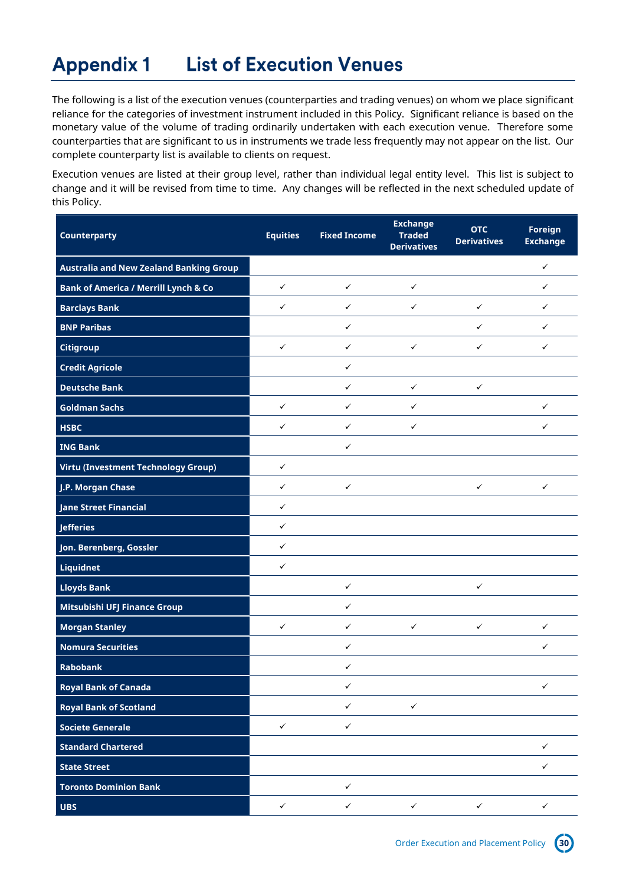# Appendix 1 List of Execution Venues

The following is a list of the execution venues (counterparties and trading venues) on whom we place significant reliance for the categories of investment instrument included in this Policy. Significant reliance is based on the monetary value of the volume of trading ordinarily undertaken with each execution venue. Therefore some counterparties that are significant to us in instruments we trade less frequently may not appear on the list. Our complete counterparty list is available to clients on request.

Execution venues are listed at their group level, rather than individual legal entity level. This list is subject to change and it will be revised from time to time. Any changes will be reflected in the next scheduled update of this Policy.

| Counterparty | Equities | Fixed Income | Exchange Traded Derivatives | OTC Derivatives | Foreign Exchange |
|---|---|---|---|---|---|
| Australia and New Zealand Banking Group | | | | | ✓ |
| Bank of America / Merrill Lynch & Co | ✓ | ✓ | ✓ | | ✓ |
| Barclays Bank | ✓ | ✓ | ✓ | ✓ | ✓ |
| BNP Paribas | | ✓ | | ✓ | ✓ |
| Citigroup | ✓ | ✓ | ✓ | ✓ | ✓ |
| Credit Agricole | | ✓ | | | |
| Deutsche Bank | | ✓ | ✓ | ✓ | |
| Goldman Sachs | ✓ | ✓ | ✓ | | ✓ |
| HSBC | ✓ | ✓ | ✓ | | ✓ |
| ING Bank | | ✓ | | | |
| Virtu (Investment Technology Group) | ✓ | | | | |
| J.P. Morgan Chase | ✓ | ✓ | | ✓ | ✓ |
| Jane Street Financial | ✓ | | | | |
| Jefferies | ✓ | | | | |
| Jon. Berenberg, Gossler | ✓ | | | | |
| Liquidnet | ✓ | | | | |
| Lloyds Bank | | ✓ | | ✓ | |
| Mitsubishi UFJ Finance Group | | ✓ | | | |
| Morgan Stanley | ✓ | ✓ | ✓ | ✓ | ✓ |
| Nomura Securities | | ✓ | | | ✓ |
| Rabobank | | ✓ | | | |
| Royal Bank of Canada | | ✓ | | | ✓ |
| Royal Bank of Scotland | | ✓ | ✓ | | |
| Societe Generale | ✓ | ✓ | | | |
| Standard Chartered | | | | | ✓ |
| State Street | | | | | ✓ |
| Toronto Dominion Bank | | ✓ | | | |
| UBS | ✓ | ✓ | ✓ | ✓ | ✓ |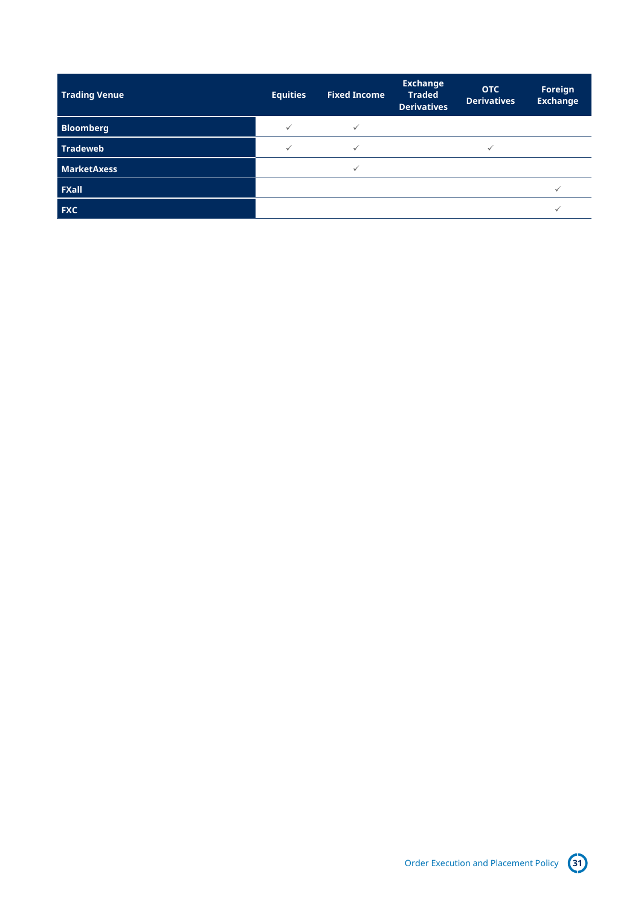| Trading Venue | Equities | Fixed Income | Exchange Traded Derivatives | OTC Derivatives | Foreign Exchange |
|---|---|---|---|---|---|
| **Bloomberg** | ✓ | ✓ | | | |
| **Tradeweb** | ✓ | ✓ | | ✓ | |
| **MarketAxess** | | ✓ | | | |
| **FXall** | | | | | ✓ |
| **FXC** | | | | | ✓ |